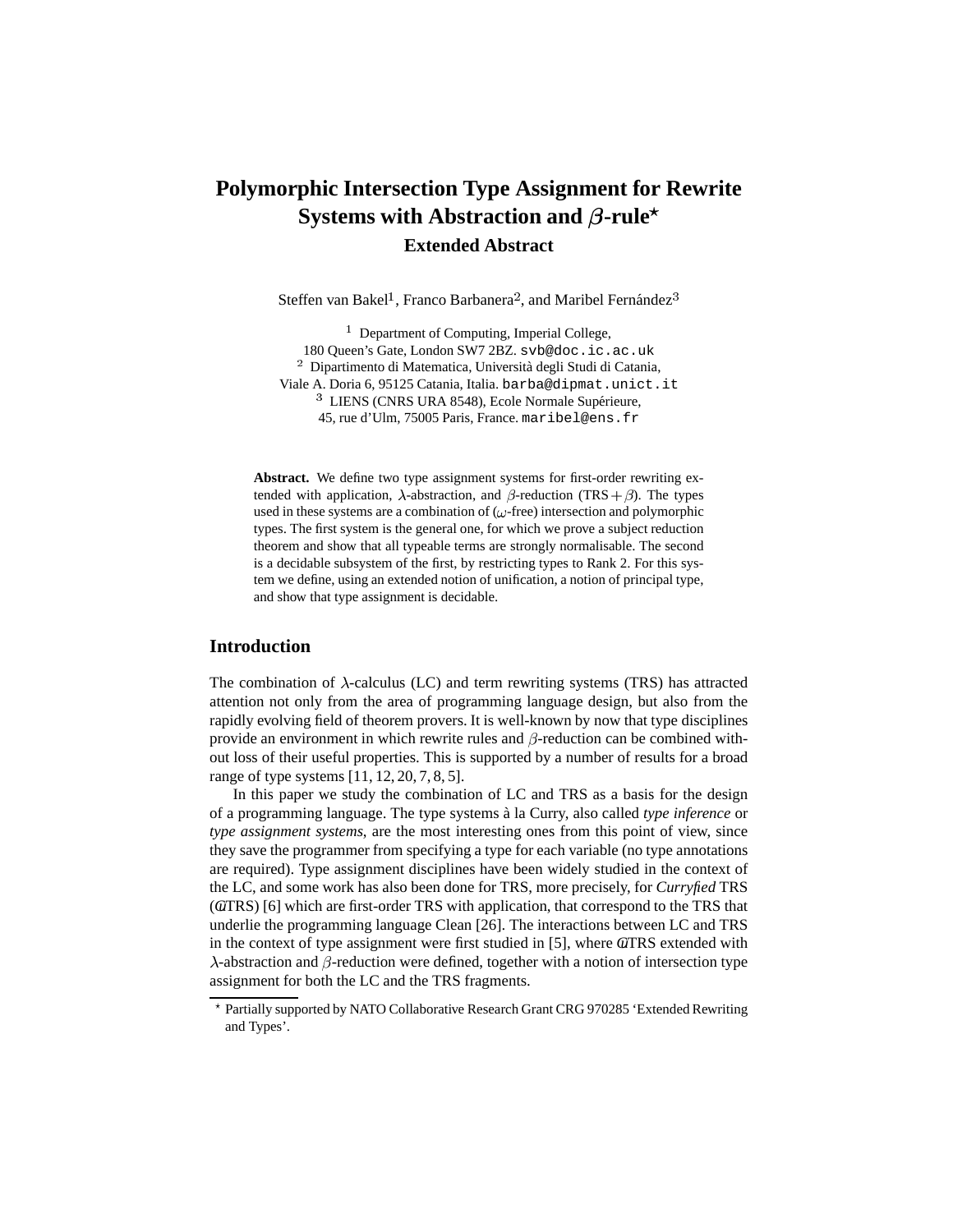# Polymorphic Intersection Type Assignment for Rewrite Systems with Abstraction and $\beta$-rule[⋆]

### Extended Abstract

Steffen van Bakel[1], Franco Barbanera[2], and Maribel Fernández[3]

[1] Department of Computing, Imperial College, 180 Queen's Gate, London SW7 2BZ. svb@doc.ic.ac.uk

[2] Dipartimento di Matematica, Università degli Studi di Catania, Viale A. Doria 6, 95125 Catania, Italia. barba@dipmat.unict.it

[3] LIENS (CNRS URA 8548), Ecole Normale Supérieure, 45, rue d'Ulm, 75005 Paris, France. maribel@ens.fr

**Abstract.** We define two type assignment systems for first-order rewriting extended with application, $\lambda$-abstraction, and $\beta$-reduction (TRS$+\beta$). The types used in these systems are a combination of ($\omega$-free) intersection and polymorphic types. The first system is the general one, for which we prove a subject reduction theorem and show that all typeable terms are strongly normalisable. The second is a decidable subsystem of the first, by restricting types to Rank 2. For this system we define, using an extended notion of unification, a notion of principal type, and show that type assignment is decidable.

## Introduction

The combination of $\lambda$-calculus (LC) and term rewriting systems (TRS) has attracted attention not only from the area of programming language design, but also from the rapidly evolving field of theorem provers. It is well-known by now that type disciplines provide an environment in which rewrite rules and $\beta$-reduction can be combined without loss of their useful properties. This is supported by a number of results for a broad range of type systems [11, 12, 20, 7, 8, 5].

In this paper we study the combination of LC and TRS as a basis for the design of a programming language. The type systems à la Curry, also called *type inference* or *type assignment systems*, are the most interesting ones from this point of view, since they save the programmer from specifying a type for each variable (no type annotations are required). Type assignment disciplines have been widely studied in the context of the LC, and some work has also been done for TRS, more precisely, for *Curryfied* TRS (@TRS) [6] which are first-order TRS with application, that correspond to the TRS that underlie the programming language Clean [26]. The interactions between LC and TRS in the context of type assignment were first studied in [5], where @TRS extended with $\lambda$-abstraction and $\beta$-reduction were defined, together with a notion of intersection type assignment for both the LC and the TRS fragments.

⋆ Partially supported by NATO Collaborative Research Grant CRG 970285 'Extended Rewriting and Types'.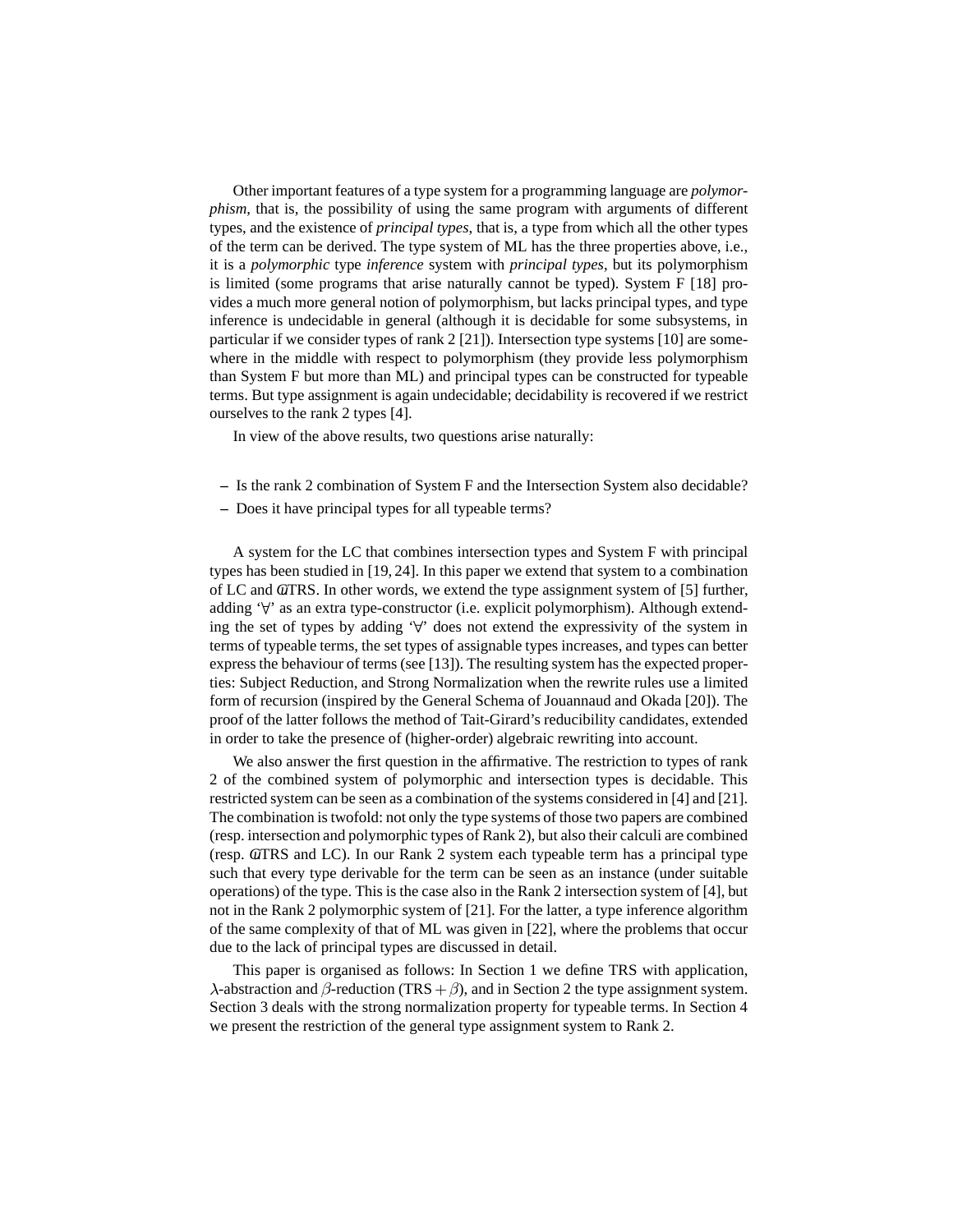Other important features of a type system for a programming language are *polymorphism*, that is, the possibility of using the same program with arguments of different types, and the existence of *principal types*, that is, a type from which all the other types of the term can be derived. The type system of ML has the three properties above, i.e., it is a *polymorphic* type *inference* system with *principal types*, but its polymorphism is limited (some programs that arise naturally cannot be typed). System F [18] provides a much more general notion of polymorphism, but lacks principal types, and type inference is undecidable in general (although it is decidable for some subsystems, in particular if we consider types of rank 2 [21]). Intersection type systems [10] are somewhere in the middle with respect to polymorphism (they provide less polymorphism than System F but more than ML) and principal types can be constructed for typeable terms. But type assignment is again undecidable; decidability is recovered if we restrict ourselves to the rank 2 types [4].

In view of the above results, two questions arise naturally:

– Is the rank 2 combination of System F and the Intersection System also decidable?
– Does it have principal types for all typeable terms?

A system for the LC that combines intersection types and System F with principal types has been studied in [19, 24]. In this paper we extend that system to a combination of LC and @TRS. In other words, we extend the type assignment system of [5] further, adding '$\forall$' as an extra type-constructor (i.e. explicit polymorphism). Although extending the set of types by adding '$\forall$' does not extend the expressivity of the system in terms of typeable terms, the set types of assignable types increases, and types can better express the behaviour of terms (see [13]). The resulting system has the expected properties: Subject Reduction, and Strong Normalization when the rewrite rules use a limited form of recursion (inspired by the General Schema of Jouannaud and Okada [20]). The proof of the latter follows the method of Tait-Girard's reducibility candidates, extended in order to take the presence of (higher-order) algebraic rewriting into account.

We also answer the first question in the affirmative. The restriction to types of rank 2 of the combined system of polymorphic and intersection types is decidable. This restricted system can be seen as a combination of the systems considered in [4] and [21]. The combination is twofold: not only the type systems of those two papers are combined (resp. intersection and polymorphic types of Rank 2), but also their calculi are combined (resp. @TRS and LC). In our Rank 2 system each typeable term has a principal type such that every type derivable for the term can be seen as an instance (under suitable operations) of the type. This is the case also in the Rank 2 intersection system of [4], but not in the Rank 2 polymorphic system of [21]. For the latter, a type inference algorithm of the same complexity of that of ML was given in [22], where the problems that occur due to the lack of principal types are discussed in detail.

This paper is organised as follows: In Section 1 we define TRS with application, $\lambda$-abstraction and $\beta$-reduction ($\text{TRS} + \beta$), and in Section 2 the type assignment system. Section 3 deals with the strong normalization property for typeable terms. In Section 4 we present the restriction of the general type assignment system to Rank 2.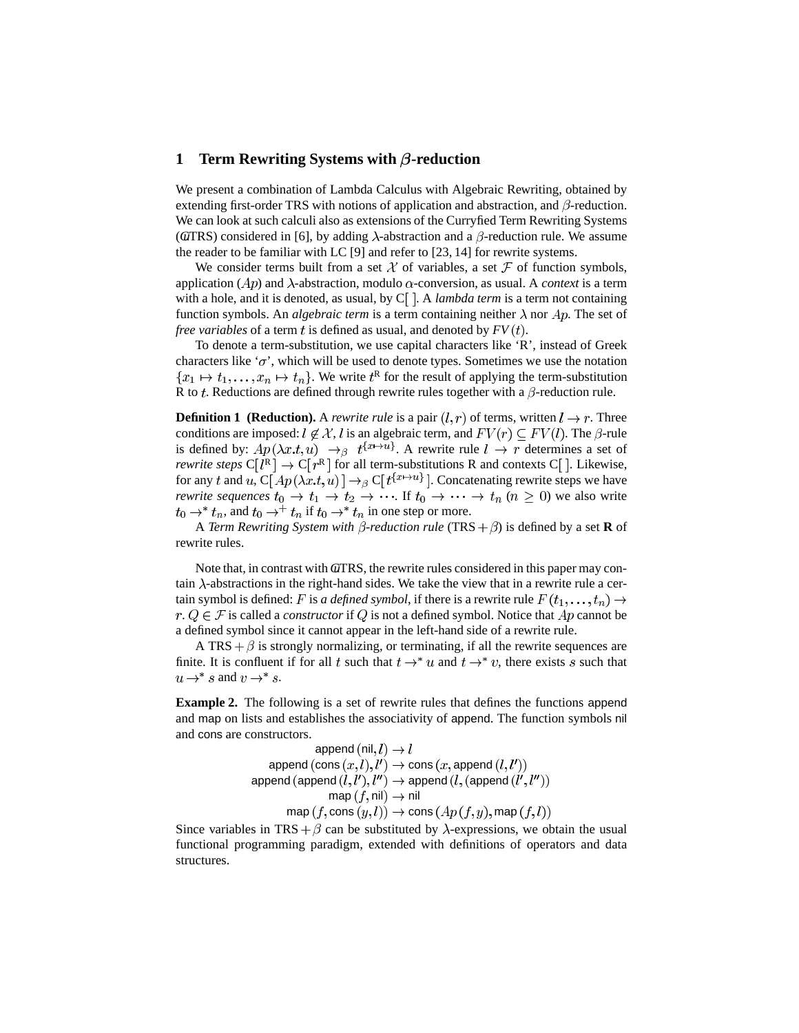# 1 Term Rewriting Systems with $\beta$-reduction

We present a combination of Lambda Calculus with Algebraic Rewriting, obtained by extending first-order TRS with notions of application and abstraction, and $\beta$-reduction. We can look at such calculi also as extensions of the Curryfied Term Rewriting Systems (@TRS) considered in [6], by adding $\lambda$-abstraction and a $\beta$-reduction rule. We assume the reader to be familiar with LC [9] and refer to [23, 14] for rewrite systems.

We consider terms built from a set $\mathcal{X}$ of variables, a set $\mathcal{F}$ of function symbols, application ($Ap$) and $\lambda$-abstraction, modulo $\alpha$-conversion, as usual. A *context* is a term with a hole, and it is denoted, as usual, by $\mathrm{C}[\;]$. A *lambda term* is a term not containing function symbols. An *algebraic term* is a term containing neither $\lambda$ nor $Ap$. The set of *free variables* of a term $t$ is defined as usual, and denoted by $FV(t)$.

To denote a term-substitution, we use capital characters like 'R', instead of Greek characters like '$\sigma$', which will be used to denote types. Sometimes we use the notation $\{x_1 \mapsto t_1, \ldots, x_n \mapsto t_n\}$. We write $t^{\mathrm{R}}$ for the result of applying the term-substitution R to $t$. Reductions are defined through rewrite rules together with a $\beta$-reduction rule.

**Definition 1 (Reduction).** A *rewrite rule* is a pair $(l, r)$ of terms, written $l \to r$. Three conditions are imposed: $l \notin \mathcal{X}$, $l$ is an algebraic term, and $FV(r) \subseteq FV(l)$. The $\beta$-rule is defined by: $Ap(\lambda x.t, u) \to_\beta t^{\{x \mapsto u\}}$. A rewrite rule $l \to r$ determines a set of *rewrite steps* $\mathrm{C}[\,l^{\mathrm{R}}\,] \to \mathrm{C}[\,r^{\mathrm{R}}\,]$ for all term-substitutions R and contexts $\mathrm{C}[\;]$. Likewise, for any $t$ and $u$, $\mathrm{C}[\,Ap(\lambda x.t, u)\,] \to_\beta \mathrm{C}[\,t^{\{x \mapsto u\}}\,]$. Concatenating rewrite steps we have *rewrite sequences* $t_0 \to t_1 \to t_2 \to \cdots$. If $t_0 \to \cdots \to t_n$ ($n \geq 0$) we also write $t_0 \to^* t_n$, and $t_0 \to^+ t_n$ if $t_0 \to^* t_n$ in one step or more.

A *Term Rewriting System with $\beta$-reduction rule* (TRS $+\,\beta$) is defined by a set **R** of rewrite rules.

Note that, in contrast with @TRS, the rewrite rules considered in this paper may contain $\lambda$-abstractions in the right-hand sides. We take the view that in a rewrite rule a certain symbol is defined: $F$ is *a defined symbol*, if there is a rewrite rule $F(t_1, \ldots, t_n) \to r$. $Q \in \mathcal{F}$ is called a *constructor* if $Q$ is not a defined symbol. Notice that $Ap$ cannot be a defined symbol since it cannot appear in the left-hand side of a rewrite rule.

A TRS $+\,\beta$ is strongly normalizing, or terminating, if all the rewrite sequences are finite. It is confluent if for all $t$ such that $t \to^* u$ and $t \to^* v$, there exists $s$ such that $u \to^* s$ and $v \to^* s$.

**Example 2.** The following is a set of rewrite rules that defines the functions append and map on lists and establishes the associativity of append. The function symbols nil and cons are constructors.

$$
\begin{array}{rcl}
\mathsf{append}\,(\mathsf{nil}, l) & \to & l \\
\mathsf{append}\,(\mathsf{cons}\,(x, l), l') & \to & \mathsf{cons}\,(x, \mathsf{append}\,(l, l')) \\
\mathsf{append}\,(\mathsf{append}\,(l, l'), l'') & \to & \mathsf{append}\,(l, (\mathsf{append}\,(l', l''))) \\
\mathsf{map}\,(f, \mathsf{nil}) & \to & \mathsf{nil} \\
\mathsf{map}\,(f, \mathsf{cons}\,(y, l)) & \to & \mathsf{cons}\,(Ap(f, y), \mathsf{map}\,(f, l))
\end{array}
$$

Since variables in TRS $+\,\beta$ can be substituted by $\lambda$-expressions, we obtain the usual functional programming paradigm, extended with definitions of operators and data structures.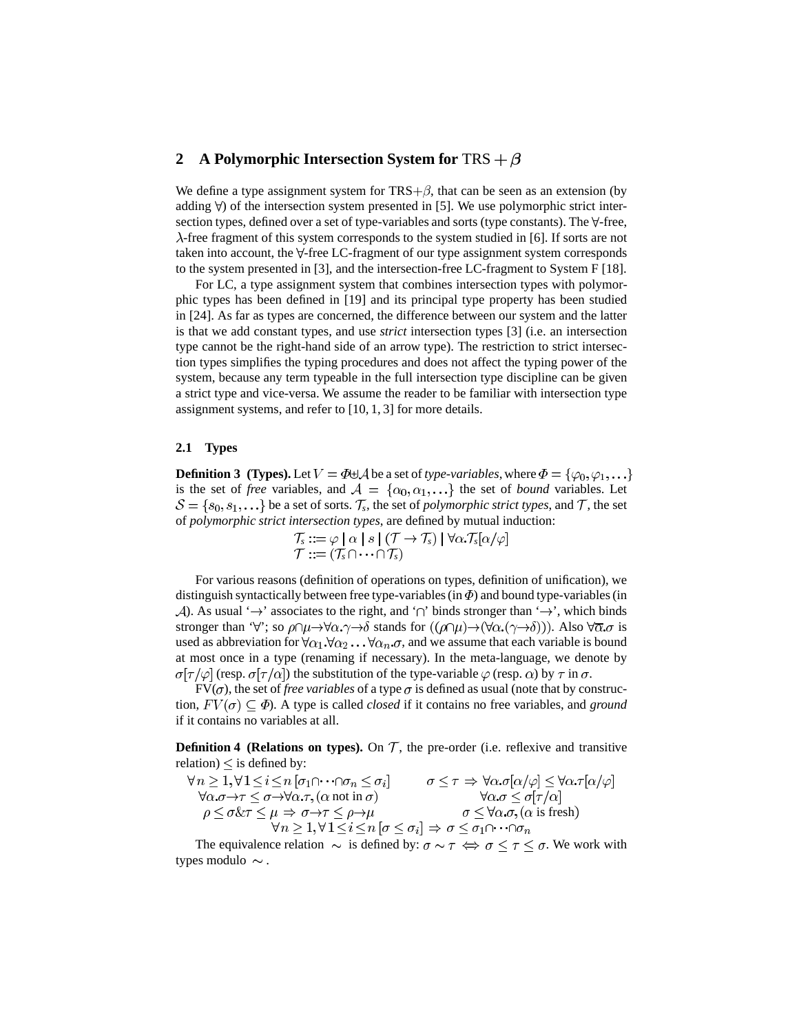## 2 A Polymorphic Intersection System for $\mathrm{TRS}+\beta$

We define a type assignment system for TRS+$\beta$, that can be seen as an extension (by adding $\forall$) of the intersection system presented in [5]. We use polymorphic strict intersection types, defined over a set of type-variables and sorts (type constants). The $\forall$-free, $\lambda$-free fragment of this system corresponds to the system studied in [6]. If sorts are not taken into account, the $\forall$-free LC-fragment of our type assignment system corresponds to the system presented in [3], and the intersection-free LC-fragment to System F [18].

For LC, a type assignment system that combines intersection types with polymorphic types has been defined in [19] and its principal type property has been studied in [24]. As far as types are concerned, the difference between our system and the latter is that we add constant types, and use *strict* intersection types [3] (i.e. an intersection type cannot be the right-hand side of an arrow type). The restriction to strict intersection types simplifies the typing procedures and does not affect the typing power of the system, because any term typeable in the full intersection type discipline can be given a strict type and vice-versa. We assume the reader to be familiar with intersection type assignment systems, and refer to [10, 1, 3] for more details.

### 2.1 Types

**Definition 3 (Types).** Let $V = \Phi \uplus \mathcal{A}$ be a set of *type-variables*, where $\Phi = \{\varphi_0, \varphi_1, \ldots\}$ is the set of *free* variables, and $\mathcal{A} = \{\alpha_0, \alpha_1, \ldots\}$ the set of *bound* variables. Let $\mathcal{S} = \{s_0, s_1, \ldots\}$ be a set of sorts. $\mathcal{T}_s$, the set of *polymorphic strict types*, and $\mathcal{T}$, the set of *polymorphic strict intersection types*, are defined by mutual induction:

$$\mathcal{T}_s ::= \varphi \mid \alpha \mid s \mid (\mathcal{T} \to \mathcal{T}_s) \mid \forall \alpha. \mathcal{T}_s[\alpha/\varphi]$$
$$\mathcal{T} ::= (\mathcal{T}_s \cap \cdots \cap \mathcal{T}_s)$$

For various reasons (definition of operations on types, definition of unification), we distinguish syntactically between free type-variables (in $\Phi$) and bound type-variables (in $\mathcal{A}$). As usual '$\to$' associates to the right, and '$\cap$' binds stronger than '$\to$', which binds stronger than '$\forall$'; so $\rho\cap\mu\to\forall\alpha.\gamma\to\delta$ stands for $((\rho\cap\mu)\to(\forall\alpha.(\gamma\to\delta)))$. Also $\forall\overline{\alpha}.\sigma$ is used as abbreviation for $\forall\alpha_1.\forall\alpha_2\ldots\forall\alpha_n.\sigma$, and we assume that each variable is bound at most once in a type (renaming if necessary). In the meta-language, we denote by $\sigma[\tau/\varphi]$ (resp. $\sigma[\tau/\alpha]$) the substitution of the type-variable $\varphi$ (resp. $\alpha$) by $\tau$ in $\sigma$.

FV($\sigma$), the set of *free variables* of a type $\sigma$ is defined as usual (note that by construction, $FV(\sigma) \subseteq \Phi$). A type is called *closed* if it contains no free variables, and *ground* if it contains no variables at all.

**Definition 4 (Relations on types).** On $\mathcal{T}$, the pre-order (i.e. reflexive and transitive relation) $\leq$ is defined by:

$$\forall n \geq 1, \forall 1 \leq i \leq n\, [\sigma_1\cap\cdots\cap\sigma_n \leq \sigma_i] \qquad \sigma \leq \tau \Rightarrow \forall\alpha.\sigma[\alpha/\varphi] \leq \forall\alpha.\tau[\alpha/\varphi]$$
$$\forall\alpha.\sigma\to\tau \leq \sigma\to\forall\alpha.\tau, (\alpha \text{ not in } \sigma) \qquad \forall\alpha.\sigma \leq \sigma[\tau/\alpha]$$
$$\rho \leq \sigma \,\&\, \tau \leq \mu \Rightarrow \sigma\to\tau \leq \rho\to\mu \qquad \sigma \leq \forall\alpha.\sigma, (\alpha \text{ is fresh})$$
$$\forall n \geq 1, \forall 1 \leq i \leq n\, [\sigma \leq \sigma_i] \Rightarrow \sigma \leq \sigma_1\cap\cdots\cap\sigma_n$$

The equivalence relation $\sim$ is defined by: $\sigma \sim \tau \iff \sigma \leq \tau \leq \sigma$. We work with types modulo $\sim$.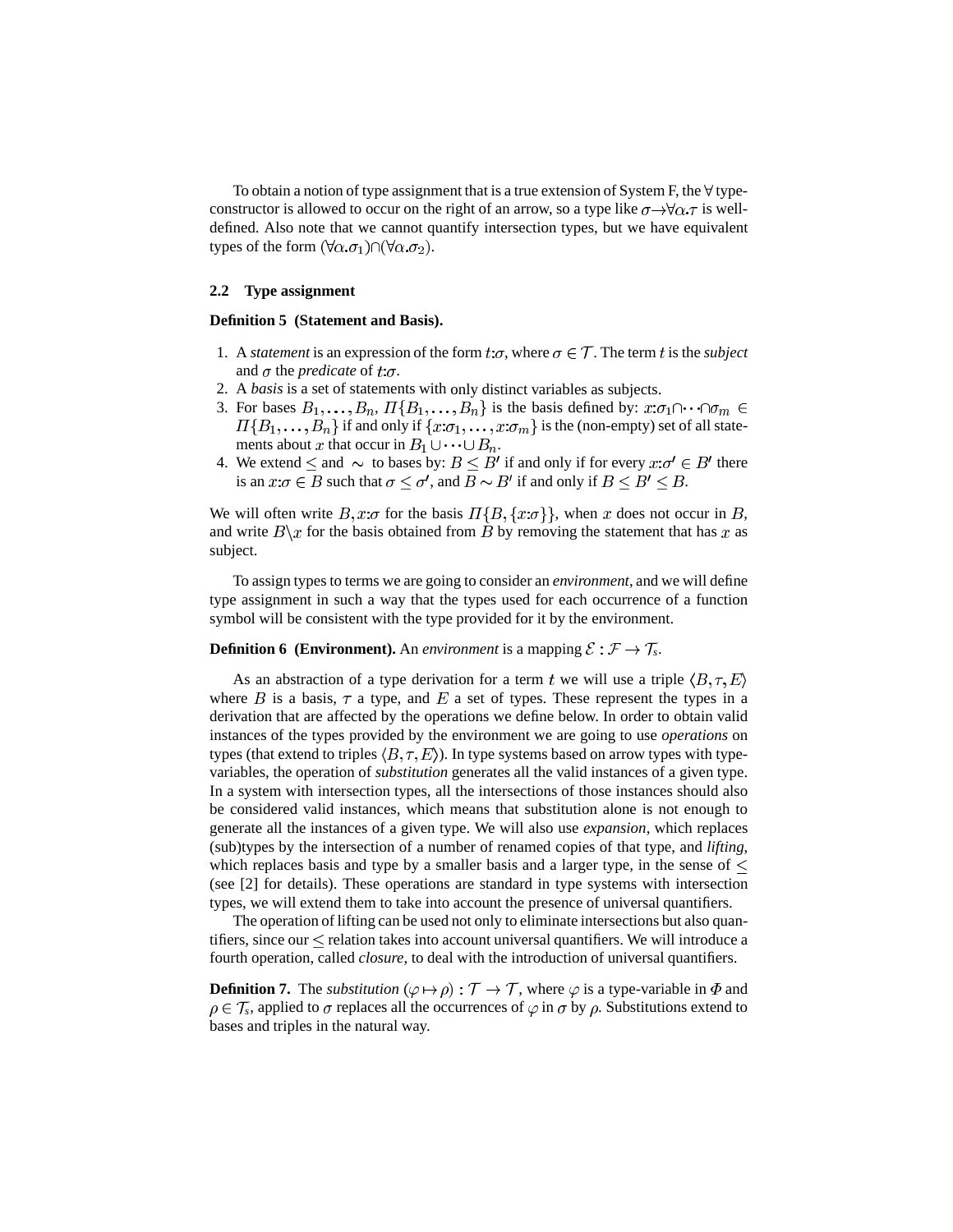To obtain a notion of type assignment that is a true extension of System F, the $\forall$ type-constructor is allowed to occur on the right of an arrow, so a type like $\sigma \rightarrow \forall \alpha.\tau$ is well-defined. Also note that we cannot quantify intersection types, but we have equivalent types of the form $(\forall \alpha.\sigma_1) \cap (\forall \alpha.\sigma_2)$.

### 2.2 Type assignment

**Definition 5 (Statement and Basis).**

1. A *statement* is an expression of the form $t{:}\sigma$, where $\sigma \in \mathcal{T}$. The term $t$ is the *subject* and $\sigma$ the *predicate* of $t{:}\sigma$.
2. A *basis* is a set of statements with only distinct variables as subjects.
3. For bases $B_1, \ldots, B_n$, $\Pi\{B_1, \ldots, B_n\}$ is the basis defined by: $x{:}\sigma_1 \cap \cdots \cap \sigma_m \in \Pi\{B_1, \ldots, B_n\}$ if and only if $\{x{:}\sigma_1, \ldots, x{:}\sigma_m\}$ is the (non-empty) set of all statements about $x$ that occur in $B_1 \cup \cdots \cup B_n$.
4. We extend $\leq$ and $\sim$ to bases by: $B \leq B'$ if and only if for every $x{:}\sigma' \in B'$ there is an $x{:}\sigma \in B$ such that $\sigma \leq \sigma'$, and $B \sim B'$ if and only if $B \leq B' \leq B$.

We will often write $B, x{:}\sigma$ for the basis $\Pi\{B, \{x{:}\sigma\}\}$, when $x$ does not occur in $B$, and write $B \backslash x$ for the basis obtained from $B$ by removing the statement that has $x$ as subject.

To assign types to terms we are going to consider an *environment*, and we will define type assignment in such a way that the types used for each occurrence of a function symbol will be consistent with the type provided for it by the environment.

**Definition 6 (Environment).** An *environment* is a mapping $\mathcal{E} : \mathcal{F} \rightarrow \mathcal{T}_s$.

As an abstraction of a type derivation for a term $t$ we will use a triple $\langle B, \tau, E \rangle$ where $B$ is a basis, $\tau$ a type, and $E$ a set of types. These represent the types in a derivation that are affected by the operations we define below. In order to obtain valid instances of the types provided by the environment we are going to use *operations* on types (that extend to triples $\langle B, \tau, E \rangle$). In type systems based on arrow types with type-variables, the operation of *substitution* generates all the valid instances of a given type. In a system with intersection types, all the intersections of those instances should also be considered valid instances, which means that substitution alone is not enough to generate all the instances of a given type. We will also use *expansion*, which replaces (sub)types by the intersection of a number of renamed copies of that type, and *lifting*, which replaces basis and type by a smaller basis and a larger type, in the sense of $\leq$ (see [2] for details). These operations are standard in type systems with intersection types, we will extend them to take into account the presence of universal quantifiers.

The operation of lifting can be used not only to eliminate intersections but also quantifiers, since our $\leq$ relation takes into account universal quantifiers. We will introduce a fourth operation, called *closure*, to deal with the introduction of universal quantifiers.

**Definition 7.** The *substitution* $(\varphi \mapsto \rho) : \mathcal{T} \rightarrow \mathcal{T}$, where $\varphi$ is a type-variable in $\Phi$ and $\rho \in \mathcal{T}_s$, applied to $\sigma$ replaces all the occurrences of $\varphi$ in $\sigma$ by $\rho$. Substitutions extend to bases and triples in the natural way.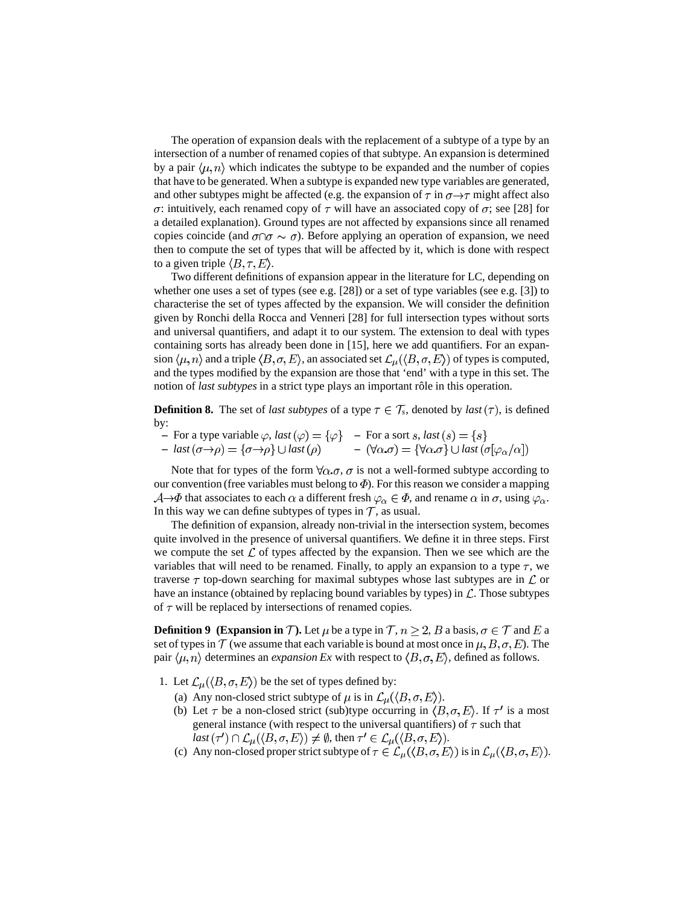The operation of expansion deals with the replacement of a subtype of a type by an intersection of a number of renamed copies of that subtype. An expansion is determined by a pair $\langle \mu, n\rangle$ which indicates the subtype to be expanded and the number of copies that have to be generated. When a subtype is expanded new type variables are generated, and other subtypes might be affected (e.g. the expansion of $\tau$ in $\sigma \rightarrow \tau$ might affect also $\sigma$: intuitively, each renamed copy of $\tau$ will have an associated copy of $\sigma$; see [28] for a detailed explanation). Ground types are not affected by expansions since all renamed copies coincide (and $\sigma \cap \sigma \sim \sigma$). Before applying an operation of expansion, we need then to compute the set of types that will be affected by it, which is done with respect to a given triple $\langle B, \tau, E\rangle$.

Two different definitions of expansion appear in the literature for LC, depending on whether one uses a set of types (see e.g. [28]) or a set of type variables (see e.g. [3]) to characterise the set of types affected by the expansion. We will consider the definition given by Ronchi della Rocca and Venneri [28] for full intersection types without sorts and universal quantifiers, and adapt it to our system. The extension to deal with types containing sorts has already been done in [15], here we add quantifiers. For an expansion $\langle \mu, n\rangle$ and a triple $\langle B, \sigma, E\rangle$, an associated set $\mathcal{L}_\mu(\langle B, \sigma, E\rangle)$ of types is computed, and the types modified by the expansion are those that 'end' with a type in this set. The notion of *last subtypes* in a strict type plays an important rôle in this operation.

**Definition 8.** The set of *last subtypes* of a type $\tau \in \mathcal{T}_s$, denoted by *last* $(\tau)$, is defined by:

- For a type variable $\varphi$, *last* $(\varphi) = \{\varphi\}$
- For a sort $s$, *last* $(s) = \{s\}$
- *last* $(\sigma \rightarrow \rho) = \{\sigma \rightarrow \rho\} \cup$ *last* $(\rho)$
- $(\forall \alpha.\sigma) = \{\forall \alpha.\sigma\} \cup$ *last* $(\sigma[\varphi_\alpha/\alpha])$

Note that for types of the form $\forall \alpha.\sigma$, $\sigma$ is not a well-formed subtype according to our convention (free variables must belong to $\Phi$). For this reason we consider a mapping $\mathcal{A} \rightarrow \Phi$ that associates to each $\alpha$ a different fresh $\varphi_\alpha \in \Phi$, and rename $\alpha$ in $\sigma$, using $\varphi_\alpha$. In this way we can define subtypes of types in $\mathcal{T}$, as usual.

The definition of expansion, already non-trivial in the intersection system, becomes quite involved in the presence of universal quantifiers. We define it in three steps. First we compute the set $\mathcal{L}$ of types affected by the expansion. Then we see which are the variables that will need to be renamed. Finally, to apply an expansion to a type $\tau$, we traverse $\tau$ top-down searching for maximal subtypes whose last subtypes are in $\mathcal{L}$ or have an instance (obtained by replacing bound variables by types) in $\mathcal{L}$. Those subtypes of $\tau$ will be replaced by intersections of renamed copies.

**Definition 9 (Expansion in $\mathcal{T}$).** Let $\mu$ be a type in $\mathcal{T}$, $n \geq 2$, $B$ a basis, $\sigma \in \mathcal{T}$ and $E$ a set of types in $\mathcal{T}$ (we assume that each variable is bound at most once in $\mu, B, \sigma, E$). The pair $\langle \mu, n\rangle$ determines an *expansion Ex* with respect to $\langle B, \sigma, E\rangle$, defined as follows.

1. Let $\mathcal{L}_\mu(\langle B, \sigma, E\rangle)$ be the set of types defined by:
   (a) Any non-closed strict subtype of $\mu$ is in $\mathcal{L}_\mu(\langle B, \sigma, E\rangle)$.
   (b) Let $\tau$ be a non-closed strict (sub)type occurring in $\langle B, \sigma, E\rangle$. If $\tau'$ is a most general instance (with respect to the universal quantifiers) of $\tau$ such that *last* $(\tau') \cap \mathcal{L}_\mu(\langle B, \sigma, E\rangle) \neq \emptyset$, then $\tau' \in \mathcal{L}_\mu(\langle B, \sigma, E\rangle)$.
   (c) Any non-closed proper strict subtype of $\tau \in \mathcal{L}_\mu(\langle B, \sigma, E\rangle)$ is in $\mathcal{L}_\mu(\langle B, \sigma, E\rangle)$.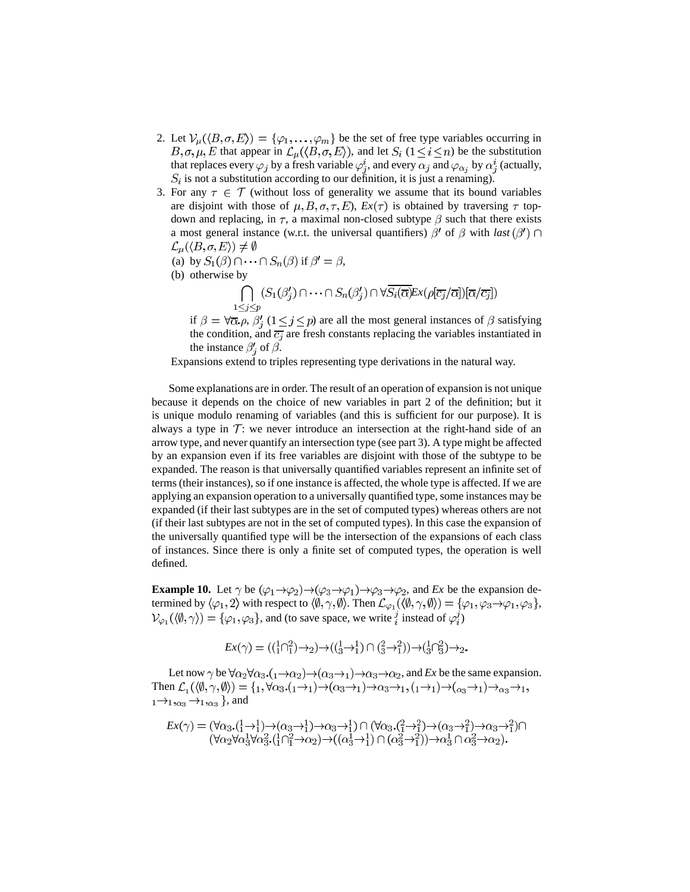2. Let $\mathcal{V}_\mu(\langle B,\sigma,E\rangle) = \{\varphi_1,\ldots,\varphi_m\}$ be the set of free type variables occurring in $B,\sigma,\mu,E$ that appear in $\mathcal{L}_\mu(\langle B,\sigma,E\rangle)$, and let $S_i$ $(1\leq i\leq n)$ be the substitution that replaces every $\varphi_j$ by a fresh variable $\varphi_j^i$, and every $\alpha_j$ and $\varphi_{\alpha_j}$ by $\alpha_j^i$ (actually, $S_i$ is not a substitution according to our definition, it is just a renaming).
3. For any $\tau \in \mathcal{T}$ (without loss of generality we assume that its bound variables are disjoint with those of $\mu,B,\sigma,\tau,E$), *Ex*$(\tau)$ is obtained by traversing $\tau$ top-down and replacing, in $\tau$, a maximal non-closed subtype $\beta$ such that there exists a most general instance (w.r.t. the universal quantifiers) $\beta'$ of $\beta$ with *last*$(\beta')\cap\mathcal{L}_\mu(\langle B,\sigma,E\rangle)\neq\emptyset$
   (a) by $S_1(\beta)\cap\cdots\cap S_n(\beta)$ if $\beta'=\beta$,
   (b) otherwise by
   $$\bigcap_{1\leq j\leq p}(S_1(\beta'_j)\cap\cdots\cap S_n(\beta'_j)\cap\forall\overline{S_i(\overline{\alpha})}Ex(\rho[\overline{c_j}/\overline{\alpha}])[\overline{\alpha}/\overline{c_j}])$$
   if $\beta=\forall\overline{\alpha}.\rho$, $\beta'_j$ $(1\leq j\leq p)$ are all the most general instances of $\beta$ satisfying the condition, and $\overline{c_j}$ are fresh constants replacing the variables instantiated in the instance $\beta'_j$ of $\beta$.

   Expansions extend to triples representing type derivations in the natural way.

Some explanations are in order. The result of an operation of expansion is not unique because it depends on the choice of new variables in part 2 of the definition; but it is unique modulo renaming of variables (and this is sufficient for our purpose). It is always a type in $\mathcal{T}$: we never introduce an intersection at the right-hand side of an arrow type, and never quantify an intersection type (see part 3). A type might be affected by an expansion even if its free variables are disjoint with those of the subtype to be expanded. The reason is that universally quantified variables represent an infinite set of terms (their instances), so if one instance is affected, the whole type is affected. If we are applying an expansion operation to a universally quantified type, some instances may be expanded (if their last subtypes are in the set of computed types) whereas others are not (if their last subtypes are not in the set of computed types). In this case the expansion of the universally quantified type will be the intersection of the expansions of each class of instances. Since there is only a finite set of computed types, the operation is well defined.

**Example 10.** Let $\gamma$ be $(\varphi_1\to\varphi_2)\to(\varphi_3\to\varphi_1)\to\varphi_3\to\varphi_2$, and *Ex* be the expansion determined by $\langle\varphi_1,2\rangle$ with respect to $\langle\emptyset,\gamma,\emptyset\rangle$. Then $\mathcal{L}_{\varphi_1}(\langle\emptyset,\gamma,\emptyset\rangle)=\{\varphi_1,\varphi_3\to\varphi_1,\varphi_3\}$, $\mathcal{V}_{\varphi_1}(\langle\emptyset,\gamma\rangle)=\{\varphi_1,\varphi_3\}$, and (to save space, we write ${}^j_i$ instead of $\varphi^j_i$)

$$Ex(\gamma)=(({}^1_1\cap{}^2_1)\to{}_2)\to(({}^1_3\to{}^1_1)\cap({}^2_3\to{}^2_1))\to({}^1_3\cap{}^2_3)\to{}_2.$$

Let now $\gamma$ be $\forall\alpha_2\forall\alpha_3.({}_1\to\alpha_2)\to(\alpha_3\to{}_1)\to\alpha_3\to\alpha_2$, and *Ex* be the same expansion. Then $\mathcal{L}_1(\langle\emptyset,\gamma,\emptyset\rangle)=\{{}_1,\forall\alpha_3.({}_1\to{}_1)\to(\alpha_3\to{}_1)\to\alpha_3\to{}_1,({}_1\to{}_1)\to({}_{\alpha_3}\to{}_1)\to{}_{\alpha_3}\to{}_1,$ ${}_1\to{}_1,{}_{\alpha_3}\to{}_1,{}_{\alpha_3}\}$, and

$$\begin{aligned}Ex(\gamma)=\;&(\forall\alpha_3.({}^1_1\to{}^1_1)\to(\alpha_3\to{}^1_1)\to\alpha_3\to{}^1_1)\cap(\forall\alpha_3.({}^2_1\to{}^2_1)\to(\alpha_3\to{}^2_1)\to\alpha_3\to{}^2_1)\cap\\&(\forall\alpha_2\forall\alpha^1_3\forall\alpha^2_3.({}^1_1\cap{}^2_1\to\alpha_2)\to((\alpha^1_3\to{}^1_1)\cap(\alpha^2_3\to{}^2_1))\to\alpha^1_3\cap\alpha^2_3\to\alpha_2).\end{aligned}$$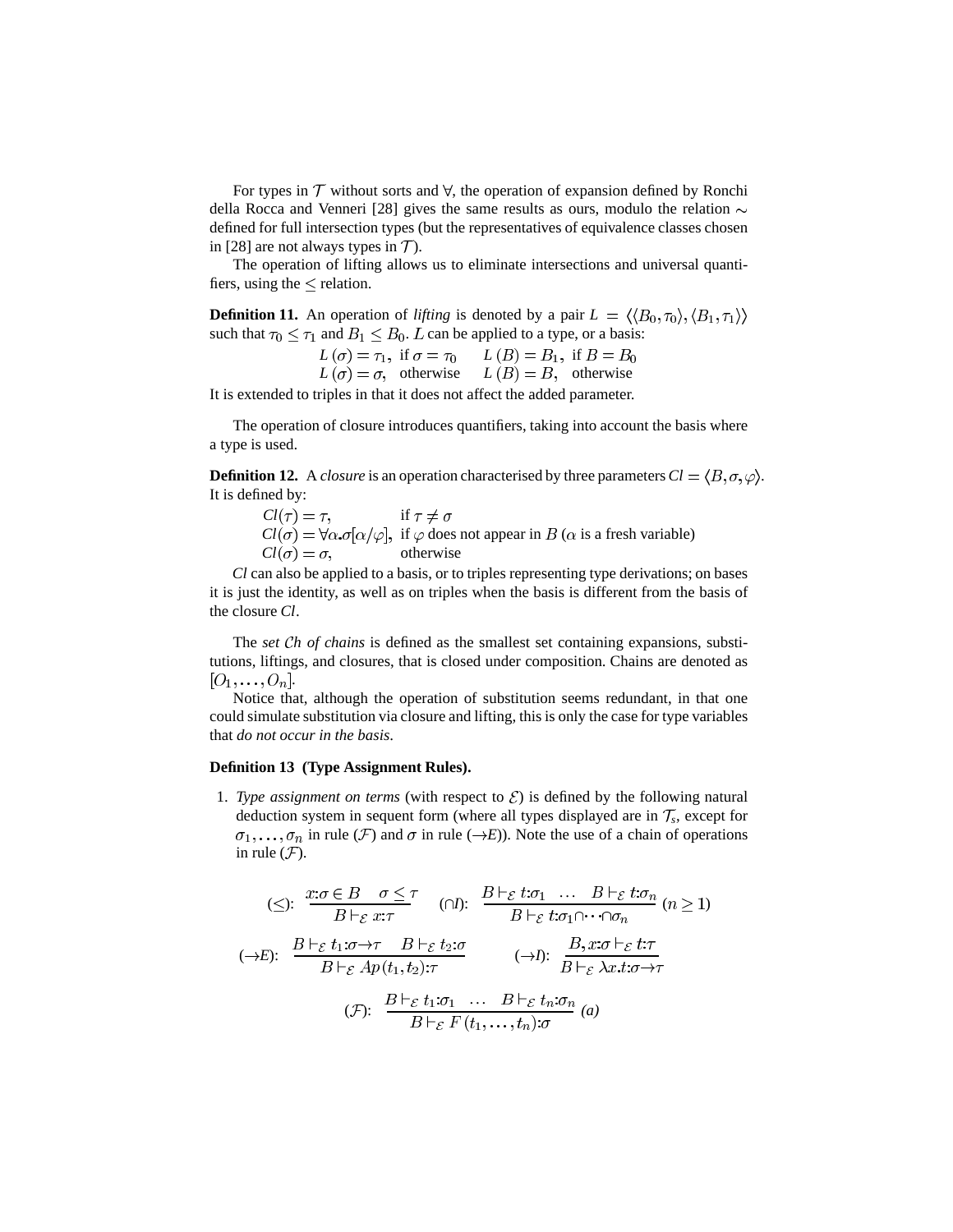For types in $\mathcal{T}$ without sorts and $\forall$, the operation of expansion defined by Ronchi della Rocca and Venneri [28] gives the same results as ours, modulo the relation $\sim$ defined for full intersection types (but the representatives of equivalence classes chosen in [28] are not always types in $\mathcal{T}$).

The operation of lifting allows us to eliminate intersections and universal quantifiers, using the $\leq$ relation.

**Definition 11.** An operation of *lifting* is denoted by a pair $L = \langle\langle B_0, \tau_0\rangle, \langle B_1, \tau_1\rangle\rangle$ such that $\tau_0 \leq \tau_1$ and $B_1 \leq B_0$. $L$ can be applied to a type, or a basis:

$$
\begin{array}{ll}
L(\sigma) = \tau_1, \text{ if } \sigma = \tau_0 & L(B) = B_1, \text{ if } B = B_0 \\
L(\sigma) = \sigma, \text{ otherwise} & L(B) = B, \text{ otherwise}
\end{array}
$$

It is extended to triples in that it does not affect the added parameter.

The operation of closure introduces quantifiers, taking into account the basis where a type is used.

**Definition 12.** A *closure* is an operation characterised by three parameters $Cl = \langle B, \sigma, \varphi\rangle$. It is defined by:

$$
\begin{array}{ll}
Cl(\tau) = \tau, & \text{if } \tau \neq \sigma \\
Cl(\sigma) = \forall\alpha.\sigma[\alpha/\varphi], & \text{if } \varphi \text{ does not appear in } B \ (\alpha \text{ is a fresh variable}) \\
Cl(\sigma) = \sigma, & \text{otherwise}
\end{array}
$$

*Cl* can also be applied to a basis, or to triples representing type derivations; on bases it is just the identity, as well as on triples when the basis is different from the basis of the closure *Cl*.

The *set $\mathcal{C}h$ of chains* is defined as the smallest set containing expansions, substitutions, liftings, and closures, that is closed under composition. Chains are denoted as $[O_1, \ldots, O_n]$.

Notice that, although the operation of substitution seems redundant, in that one could simulate substitution via closure and lifting, this is only the case for type variables that *do not occur in the basis*.

**Definition 13 (Type Assignment Rules).**

1. *Type assignment on terms* (with respect to $\mathcal{E}$) is defined by the following natural deduction system in sequent form (where all types displayed are in $\mathcal{T}_s$, except for $\sigma_1, \ldots, \sigma_n$ in rule ($\mathcal{F}$) and $\sigma$ in rule ($\rightarrow$*E*)). Note the use of a chain of operations in rule ($\mathcal{F}$).

$$
(\leq): \ \frac{x{:}\sigma \in B \quad \sigma \leq \tau}{B \vdash_{\mathcal{E}} x{:}\tau} \qquad (\cap I): \ \frac{B \vdash_{\mathcal{E}} t{:}\sigma_1 \quad \ldots \quad B \vdash_{\mathcal{E}} t{:}\sigma_n}{B \vdash_{\mathcal{E}} t{:}\sigma_1 \cap \cdots \cap \sigma_n} \ (n \geq 1)
$$

$$
(\rightarrow E): \ \frac{B \vdash_{\mathcal{E}} t_1{:}\sigma \rightarrow \tau \quad B \vdash_{\mathcal{E}} t_2{:}\sigma}{B \vdash_{\mathcal{E}} Ap(t_1, t_2){:}\tau} \qquad (\rightarrow I): \ \frac{B, x{:}\sigma \vdash_{\mathcal{E}} t{:}\tau}{B \vdash_{\mathcal{E}} \lambda x.t{:}\sigma \rightarrow \tau}
$$

$$
(\mathcal{F}): \ \frac{B \vdash_{\mathcal{E}} t_1{:}\sigma_1 \quad \ldots \quad B \vdash_{\mathcal{E}} t_n{:}\sigma_n}{B \vdash_{\mathcal{E}} F(t_1, \ldots, t_n){:}\sigma} \ (a)
$$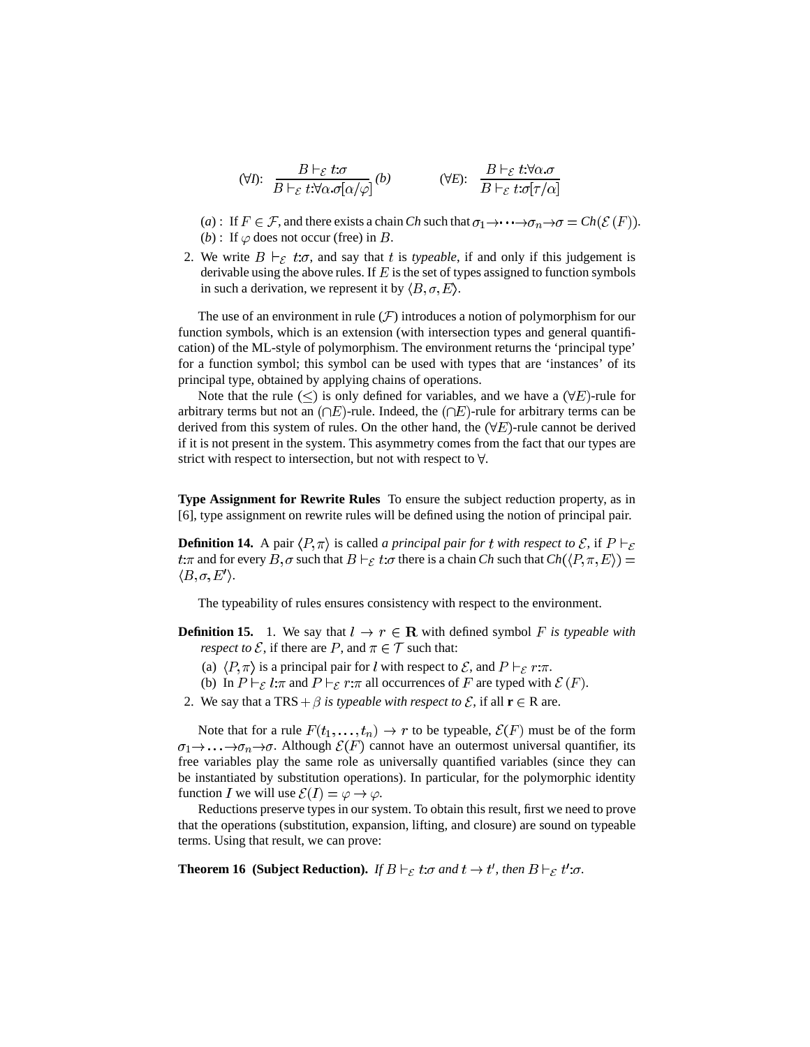$$(\forall I): \quad \frac{B \vdash_{\mathcal{E}} t{:}\sigma}{B \vdash_{\mathcal{E}} t{:}\forall\alpha.\sigma[\alpha/\varphi]}\ (b) \qquad\qquad (\forall E): \quad \frac{B \vdash_{\mathcal{E}} t{:}\forall\alpha.\sigma}{B \vdash_{\mathcal{E}} t{:}\sigma[\tau/\alpha]}$$

($a$) : If $F \in \mathcal{F}$, and there exists a chain *Ch* such that $\sigma_1 \rightarrow \cdots \rightarrow \sigma_n \rightarrow \sigma = Ch(\mathcal{E}(F))$.
($b$) : If $\varphi$ does not occur (free) in $B$.

2. We write $B \vdash_{\mathcal{E}} t{:}\sigma$, and say that $t$ is *typeable*, if and only if this judgement is derivable using the above rules. If $E$ is the set of types assigned to function symbols in such a derivation, we represent it by $\langle B, \sigma, E \rangle$.

The use of an environment in rule ($\mathcal{F}$) introduces a notion of polymorphism for our function symbols, which is an extension (with intersection types and general quantification) of the ML-style of polymorphism. The environment returns the 'principal type' for a function symbol; this symbol can be used with types that are 'instances' of its principal type, obtained by applying chains of operations.

Note that the rule ($\leq$) is only defined for variables, and we have a ($\forall E$)-rule for arbitrary terms but not an ($\cap E$)-rule. Indeed, the ($\cap E$)-rule for arbitrary terms can be derived from this system of rules. On the other hand, the ($\forall E$)-rule cannot be derived if it is not present in the system. This asymmetry comes from the fact that our types are strict with respect to intersection, but not with respect to $\forall$.

**Type Assignment for Rewrite Rules** To ensure the subject reduction property, as in [6], type assignment on rewrite rules will be defined using the notion of principal pair.

**Definition 14.** A pair $\langle P, \pi \rangle$ is called *a principal pair for $t$ with respect to $\mathcal{E}$*, if $P \vdash_{\mathcal{E}} t{:}\pi$ and for every $B, \sigma$ such that $B \vdash_{\mathcal{E}} t{:}\sigma$ there is a chain *Ch* such that $Ch(\langle P, \pi, E \rangle) = \langle B, \sigma, E' \rangle$.

The typeability of rules ensures consistency with respect to the environment.

**Definition 15.** 1. We say that $l \rightarrow r \in \mathbf{R}$ with defined symbol $F$ *is typeable with respect to* $\mathcal{E}$, if there are $P$, and $\pi \in \mathcal{T}$ such that:

(a) $\langle P, \pi \rangle$ is a principal pair for $l$ with respect to $\mathcal{E}$, and $P \vdash_{\mathcal{E}} r{:}\pi$.
(b) In $P \vdash_{\mathcal{E}} l{:}\pi$ and $P \vdash_{\mathcal{E}} r{:}\pi$ all occurrences of $F$ are typed with $\mathcal{E}(F)$.

2. We say that a TRS $+\, \beta$ *is typeable with respect to* $\mathcal{E}$, if all $\mathbf{r} \in$ R are.

Note that for a rule $F(t_1, \ldots, t_n) \rightarrow r$ to be typeable, $\mathcal{E}(F)$ must be of the form $\sigma_1 \rightarrow \ldots \rightarrow \sigma_n \rightarrow \sigma$. Although $\mathcal{E}(F)$ cannot have an outermost universal quantifier, its free variables play the same role as universally quantified variables (since they can be instantiated by substitution operations). In particular, for the polymorphic identity function $I$ we will use $\mathcal{E}(I) = \varphi \rightarrow \varphi$.

Reductions preserve types in our system. To obtain this result, first we need to prove that the operations (substitution, expansion, lifting, and closure) are sound on typeable terms. Using that result, we can prove:

**Theorem 16 (Subject Reduction).** *If $B \vdash_{\mathcal{E}} t{:}\sigma$ and $t \rightarrow t'$, then $B \vdash_{\mathcal{E}} t'{:}\sigma$.*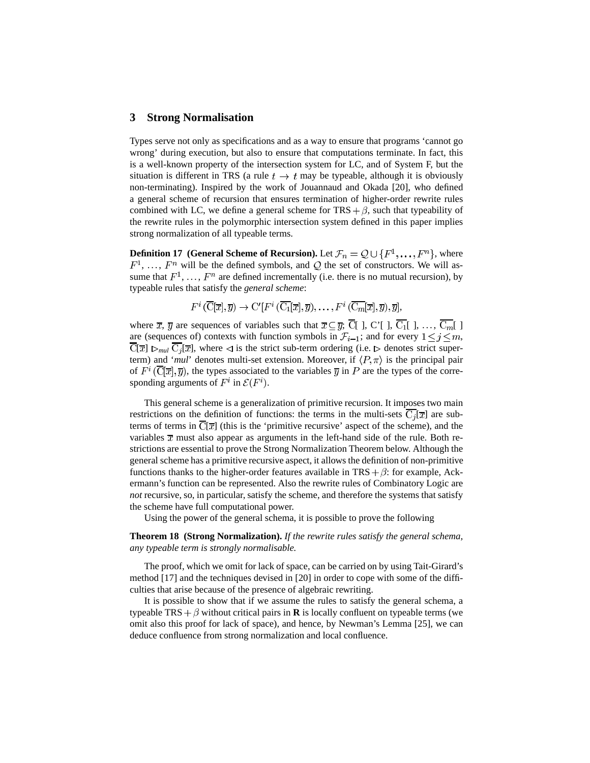## 3 Strong Normalisation

Types serve not only as specifications and as a way to ensure that programs 'cannot go wrong' during execution, but also to ensure that computations terminate. In fact, this is a well-known property of the intersection system for LC, and of System F, but the situation is different in TRS (a rule $t \rightarrow t$ may be typeable, although it is obviously non-terminating). Inspired by the work of Jouannaud and Okada [20], who defined a general scheme of recursion that ensures termination of higher-order rewrite rules combined with LC, we define a general scheme for $\text{TRS} + \beta$, such that typeability of the rewrite rules in the polymorphic intersection system defined in this paper implies strong normalization of all typeable terms.

**Definition 17 (General Scheme of Recursion).** Let $\mathcal{F}_n = \mathcal{Q} \cup \{F^1, \ldots, F^n\}$, where $F^1, \ldots, F^n$ will be the defined symbols, and $\mathcal{Q}$ the set of constructors. We will assume that $F^1, \ldots, F^n$ are defined incrementally (i.e. there is no mutual recursion), by typeable rules that satisfy the *general scheme*:

$$F^i\,(\overline{\mathrm{C}}[\overline{x}], \overline{y}) \rightarrow \mathrm{C}'[F^i\,(\overline{\mathrm{C}_1}[\overline{x}], \overline{y}), \ldots, F^i\,(\overline{\mathrm{C}_m}[\overline{x}], \overline{y}), \overline{y}],$$

where $\overline{x}$, $\overline{y}$ are sequences of variables such that $\overline{x} \subseteq \overline{y}$; $\overline{\mathrm{C}}[\ ]$, $\mathrm{C}'[\ ]$, $\overline{\mathrm{C}_1}[\ ]$, $\ldots$, $\overline{\mathrm{C}_m}[\ ]$ are (sequences of) contexts with function symbols in $\mathcal{F}_{i-1}$; and for every $1 \leq j \leq m$, $\overline{\mathrm{C}}[\overline{x}] \rhd_{mul} \overline{\mathrm{C}_j}[\overline{x}]$, where $\lhd$ is the strict sub-term ordering (i.e. $\rhd$ denotes strict superterm) and '*mul*' denotes multi-set extension. Moreover, if $\langle P, \pi \rangle$ is the principal pair of $F^i\,(\overline{\mathrm{C}}[\overline{x}], \overline{y})$, the types associated to the variables $\overline{y}$ in $P$ are the types of the corresponding arguments of $F^i$ in $\mathcal{E}(F^i)$.

This general scheme is a generalization of primitive recursion. It imposes two main restrictions on the definition of functions: the terms in the multi-sets $\overline{\mathrm{C}_j}[\overline{x}]$ are subterms of terms in $\overline{\mathrm{C}}[\overline{x}]$ (this is the 'primitive recursive' aspect of the scheme), and the variables $\overline{x}$ must also appear as arguments in the left-hand side of the rule. Both restrictions are essential to prove the Strong Normalization Theorem below. Although the general scheme has a primitive recursive aspect, it allows the definition of non-primitive functions thanks to the higher-order features available in $\text{TRS} + \beta$: for example, Ackermann's function can be represented. Also the rewrite rules of Combinatory Logic are *not* recursive, so, in particular, satisfy the scheme, and therefore the systems that satisfy the scheme have full computational power.

Using the power of the general schema, it is possible to prove the following

**Theorem 18 (Strong Normalization).** *If the rewrite rules satisfy the general schema, any typeable term is strongly normalisable.*

The proof, which we omit for lack of space, can be carried on by using Tait-Girard's method [17] and the techniques devised in [20] in order to cope with some of the difficulties that arise because of the presence of algebraic rewriting.

It is possible to show that if we assume the rules to satisfy the general schema, a typeable $\text{TRS} + \beta$ without critical pairs in **R** is locally confluent on typeable terms (we omit also this proof for lack of space), and hence, by Newman's Lemma [25], we can deduce confluence from strong normalization and local confluence.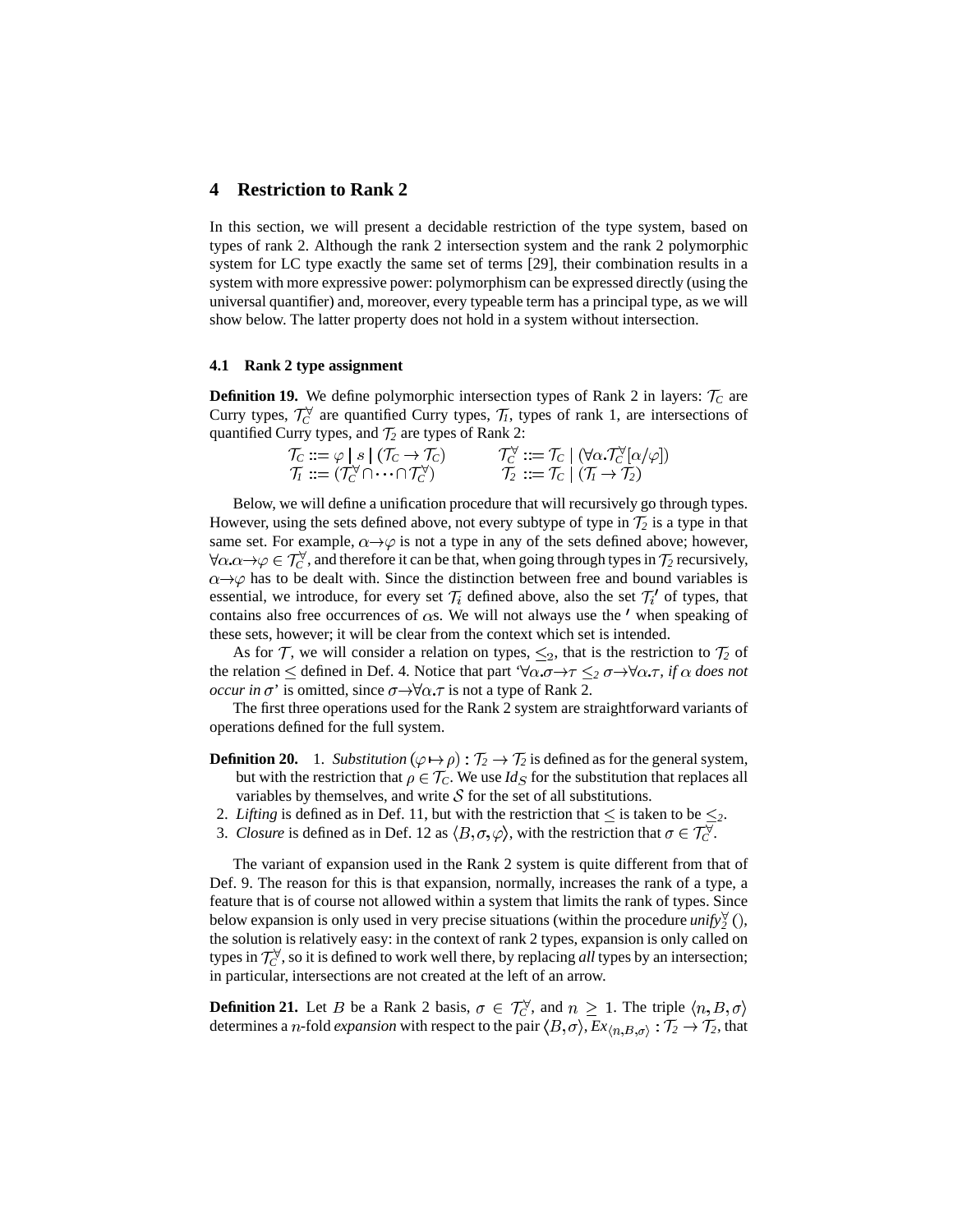## 4 Restriction to Rank 2

In this section, we will present a decidable restriction of the type system, based on types of rank 2. Although the rank 2 intersection system and the rank 2 polymorphic system for LC type exactly the same set of terms [29], their combination results in a system with more expressive power: polymorphism can be expressed directly (using the universal quantifier) and, moreover, every typeable term has a principal type, as we will show below. The latter property does not hold in a system without intersection.

### 4.1 Rank 2 type assignment

**Definition 19.** We define polymorphic intersection types of Rank 2 in layers: $\mathcal{T}_C$ are Curry types, $\mathcal{T}_C^{\forall}$ are quantified Curry types, $\mathcal{T}_1$, types of rank 1, are intersections of quantified Curry types, and $\mathcal{T}_2$ are types of Rank 2:

$$\begin{array}{ll} \mathcal{T}_C ::= \varphi \mid s \mid (\mathcal{T}_C \rightarrow \mathcal{T}_C) & \quad \mathcal{T}_C^{\forall} ::= \mathcal{T}_C \mid (\forall \alpha . \mathcal{T}_C^{\forall}[\alpha/\varphi]) \\ \mathcal{T}_1 ::= (\mathcal{T}_C^{\forall} \cap \cdots \cap \mathcal{T}_C^{\forall}) & \quad \mathcal{T}_2 ::= \mathcal{T}_C \mid (\mathcal{T}_1 \rightarrow \mathcal{T}_2) \end{array}$$

Below, we will define a unification procedure that will recursively go through types. However, using the sets defined above, not every subtype of type in $\mathcal{T}_2$ is a type in that same set. For example, $\alpha \rightarrow \varphi$ is not a type in any of the sets defined above; however, $\forall \alpha . \alpha \rightarrow \varphi \in \mathcal{T}_C^{\forall}$, and therefore it can be that, when going through types in $\mathcal{T}_2$ recursively, $\alpha \rightarrow \varphi$ has to be dealt with. Since the distinction between free and bound variables is essential, we introduce, for every set $\mathcal{T}_i$ defined above, also the set $\mathcal{T}_i{}'$ of types, that contains also free occurrences of $\alpha$s. We will not always use the $'$ when speaking of these sets, however; it will be clear from the context which set is intended.

As for $\mathcal{T}$, we will consider a relation on types, $\leq_2$, that is the restriction to $\mathcal{T}_2$ of the relation $\leq$ defined in Def. 4. Notice that part '$\forall \alpha . \sigma \rightarrow \tau \leq_2 \sigma \rightarrow \forall \alpha . \tau$, *if* $\alpha$ *does not occur in* $\sigma$' is omitted, since $\sigma \rightarrow \forall \alpha . \tau$ is not a type of Rank 2.

The first three operations used for the Rank 2 system are straightforward variants of operations defined for the full system.

**Definition 20.**
1. *Substitution* $(\varphi \mapsto \rho) : \mathcal{T}_2 \rightarrow \mathcal{T}_2$ is defined as for the general system, but with the restriction that $\rho \in \mathcal{T}_C$. We use $Id_{\mathcal{S}}$ for the substitution that replaces all variables by themselves, and write $\mathcal{S}$ for the set of all substitutions.
2. *Lifting* is defined as in Def. 11, but with the restriction that $\leq$ is taken to be $\leq_2$.
3. *Closure* is defined as in Def. 12 as $\langle B, \sigma, \varphi \rangle$, with the restriction that $\sigma \in \mathcal{T}_C^{\forall}$.

The variant of expansion used in the Rank 2 system is quite different from that of Def. 9. The reason for this is that expansion, normally, increases the rank of a type, a feature that is of course not allowed within a system that limits the rank of types. Since below expansion is only used in very precise situations (within the procedure *unify*$_2^{\forall}$ (), the solution is relatively easy: in the context of rank 2 types, expansion is only called on types in $\mathcal{T}_C^{\forall}$, so it is defined to work well there, by replacing *all* types by an intersection; in particular, intersections are not created at the left of an arrow.

**Definition 21.** Let $B$ be a Rank 2 basis, $\sigma \in \mathcal{T}_C^{\forall}$, and $n \geq 1$. The triple $\langle n, B, \sigma \rangle$ determines a $n$-fold *expansion* with respect to the pair $\langle B, \sigma \rangle$, $Ex_{\langle n,B,\sigma \rangle} : \mathcal{T}_2 \rightarrow \mathcal{T}_2$, that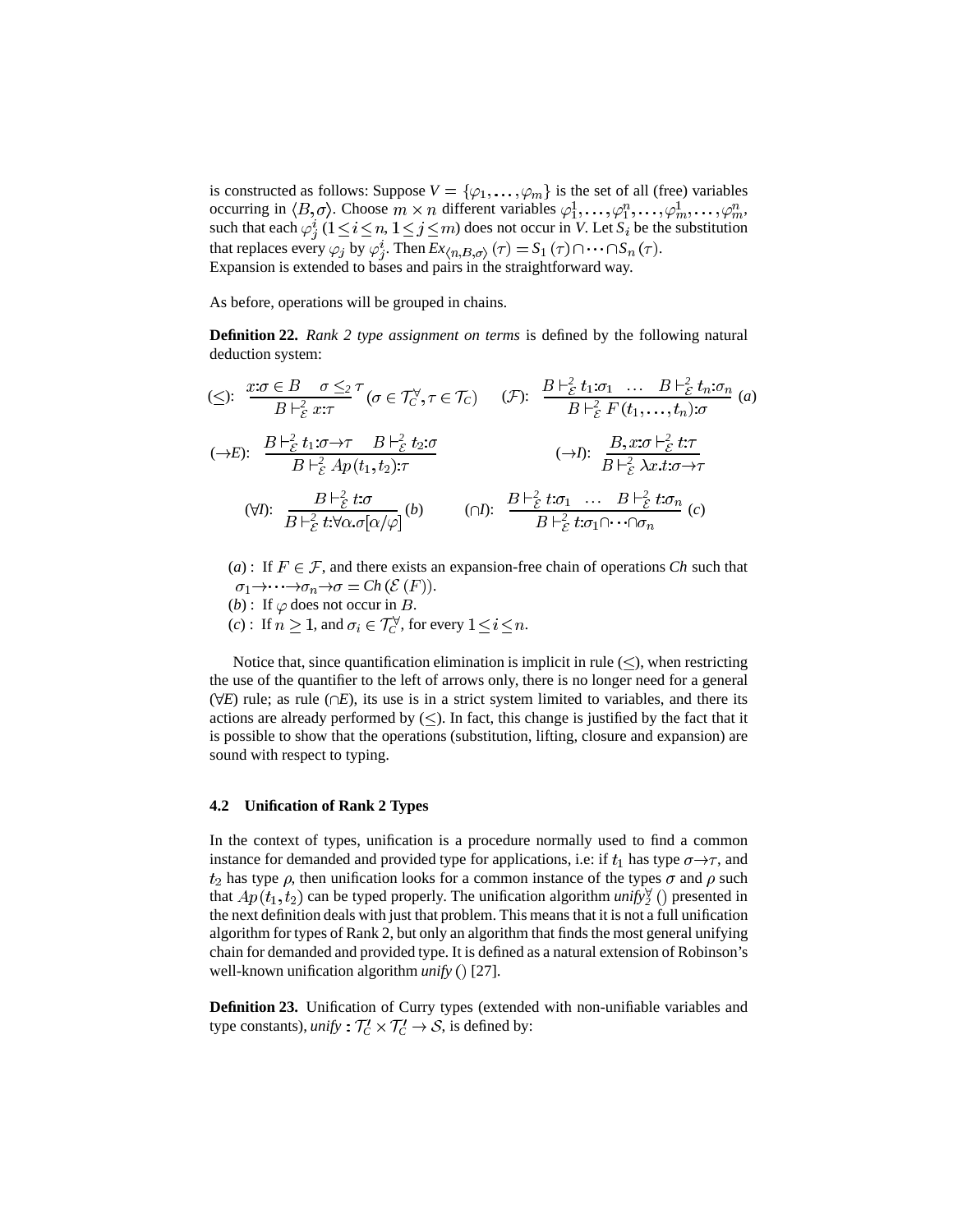is constructed as follows: Suppose $V = \{\varphi_1, \ldots, \varphi_m\}$ is the set of all (free) variables occurring in $\langle B, \sigma \rangle$. Choose $m \times n$ different variables $\varphi_1^1, \ldots, \varphi_1^n, \ldots, \varphi_m^1, \ldots, \varphi_m^n$, such that each $\varphi_j^i$ ($1 \leq i \leq n$, $1 \leq j \leq m$) does not occur in $V$. Let $S_i$ be the substitution that replaces every $\varphi_j$ by $\varphi_j^i$. Then $Ex_{\langle n,B,\sigma\rangle}(\tau) = S_1(\tau) \cap \cdots \cap S_n(\tau)$.
Expansion is extended to bases and pairs in the straightforward way.

As before, operations will be grouped in chains.

**Definition 22.** *Rank 2 type assignment on terms* is defined by the following natural deduction system:

$$(\leq):\ \frac{x{:}\sigma \in B \quad \sigma \leq_2 \tau}{B \vdash_{\mathcal{E}}^2 x{:}\tau}\ (\sigma \in \mathcal{T}_C^\forall, \tau \in \mathcal{T}_C) \qquad (\mathcal{F}):\ \frac{B \vdash_{\mathcal{E}}^2 t_1{:}\sigma_1 \quad \ldots \quad B \vdash_{\mathcal{E}}^2 t_n{:}\sigma_n}{B \vdash_{\mathcal{E}}^2 F(t_1, \ldots, t_n){:}\sigma}\ (a)$$

$$(\to E):\ \frac{B \vdash_{\mathcal{E}}^2 t_1{:}\sigma{\to}\tau \quad B \vdash_{\mathcal{E}}^2 t_2{:}\sigma}{B \vdash_{\mathcal{E}}^2 Ap(t_1, t_2){:}\tau} \qquad (\to I):\ \frac{B, x{:}\sigma \vdash_{\mathcal{E}}^2 t{:}\tau}{B \vdash_{\mathcal{E}}^2 \lambda x.t{:}\sigma{\to}\tau}$$

$$(\forall I):\ \frac{B \vdash_{\mathcal{E}}^2 t{:}\sigma}{B \vdash_{\mathcal{E}}^2 t{:}\forall\alpha.\sigma[\alpha/\varphi]}\ (b) \qquad (\cap I):\ \frac{B \vdash_{\mathcal{E}}^2 t{:}\sigma_1 \quad \ldots \quad B \vdash_{\mathcal{E}}^2 t{:}\sigma_n}{B \vdash_{\mathcal{E}}^2 t{:}\sigma_1 \cap \cdots \cap \sigma_n}\ (c)$$

($a$) : If $F \in \mathcal{F}$, and there exists an expansion-free chain of operations *Ch* such that $\sigma_1 {\to} \cdots {\to} \sigma_n {\to} \sigma = Ch(\mathcal{E}(F))$.
($b$) : If $\varphi$ does not occur in $B$.
($c$) : If $n \geq 1$, and $\sigma_i \in \mathcal{T}_C^\forall$, for every $1 \leq i \leq n$.

Notice that, since quantification elimination is implicit in rule ($\leq$), when restricting the use of the quantifier to the left of arrows only, there is no longer need for a general ($\forall E$) rule; as rule ($\cap E$), its use is in a strict system limited to variables, and there its actions are already performed by ($\leq$). In fact, this change is justified by the fact that it is possible to show that the operations (substitution, lifting, closure and expansion) are sound with respect to typing.

### 4.2 Unification of Rank 2 Types

In the context of types, unification is a procedure normally used to find a common instance for demanded and provided type for applications, i.e: if $t_1$ has type $\sigma{\to}\tau$, and $t_2$ has type $\rho$, then unification looks for a common instance of the types $\sigma$ and $\rho$ such that $Ap(t_1, t_2)$ can be typed properly. The unification algorithm $unify_2^\forall\,()$ presented in the next definition deals with just that problem. This means that it is not a full unification algorithm for types of Rank 2, but only an algorithm that finds the most general unifying chain for demanded and provided type. It is defined as a natural extension of Robinson's well-known unification algorithm *unify* () [27].

**Definition 23.** Unification of Curry types (extended with non-unifiable variables and type constants), $unify : \mathcal{T}_C' \times \mathcal{T}_C' \to \mathcal{S}$, is defined by: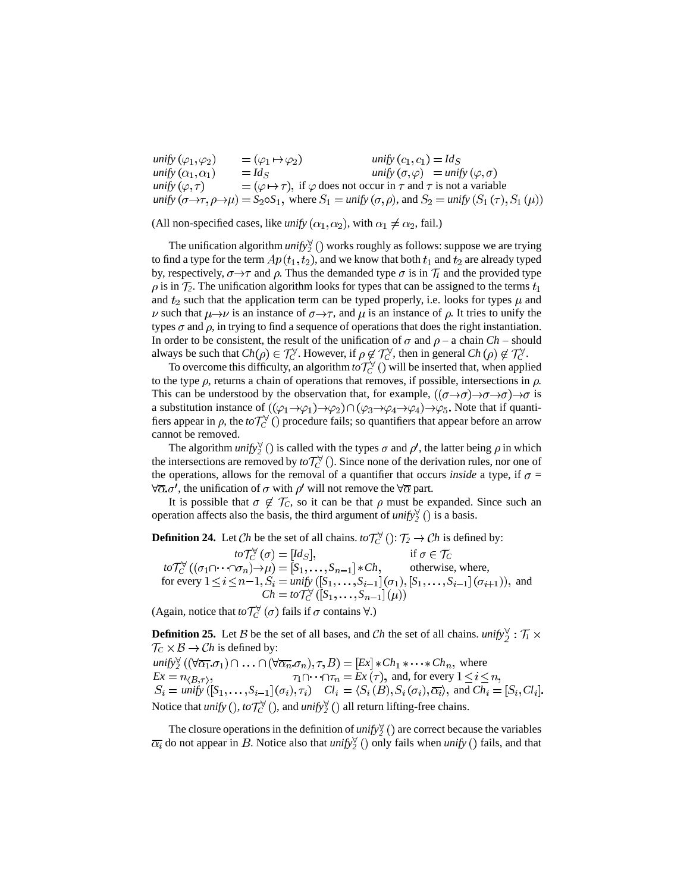$$
\begin{array}{llll}
\mathit{unify}\,(\varphi_1,\varphi_2) & = (\varphi_1 \mapsto \varphi_2) & \mathit{unify}\,(c_1,c_1) = \mathit{Id}_S & \\
\mathit{unify}\,(\alpha_1,\alpha_1) & = \mathit{Id}_S & \mathit{unify}\,(\sigma,\varphi) \;\; = \mathit{unify}\,(\varphi,\sigma) & \\
\mathit{unify}\,(\varphi,\tau) & \multicolumn{3}{l}{= (\varphi \mapsto \tau),\text{ if } \varphi \text{ does not occur in } \tau \text{ and } \tau \text{ is not a variable}} \\
\multicolumn{4}{l}{\mathit{unify}\,(\sigma\rightarrow\tau,\rho\rightarrow\mu) = S_2 \circ S_1, \text{ where } S_1 = \mathit{unify}\,(\sigma,\rho), \text{ and } S_2 = \mathit{unify}\,(S_1\,(\tau), S_1\,(\mu))}
\end{array}
$$

(All non-specified cases, like $\mathit{unify}\,(\alpha_1,\alpha_2)$, with $\alpha_1 \neq \alpha_2$, fail.)

The unification algorithm $\mathit{unify}_2^{\forall}\,()$ works roughly as follows: suppose we are trying to find a type for the term $Ap\,(t_1,t_2)$, and we know that both $t_1$ and $t_2$ are already typed by, respectively, $\sigma\rightarrow\tau$ and $\rho$. Thus the demanded type $\sigma$ is in $\mathcal{T}_I$ and the provided type $\rho$ is in $\mathcal{T}_2$. The unification algorithm looks for types that can be assigned to the terms $t_1$ and $t_2$ such that the application term can be typed properly, i.e. looks for types $\mu$ and $\nu$ such that $\mu\rightarrow\nu$ is an instance of $\sigma\rightarrow\tau$, and $\mu$ is an instance of $\rho$. It tries to unify the types $\sigma$ and $\rho$, in trying to find a sequence of operations that does the right instantiation. In order to be consistent, the result of the unification of $\sigma$ and $\rho$ – a chain *Ch* – should always be such that $\mathit{Ch}(\rho) \in \mathcal{T}_C^{\forall}$. However, if $\rho \notin \mathcal{T}_C^{\forall}$, then in general $\mathit{Ch}\,(\rho) \notin \mathcal{T}_C^{\forall}$.

To overcome this difficulty, an algorithm $\mathit{to}\mathcal{T}_C^{\forall}\,()$ will be inserted that, when applied to the type $\rho$, returns a chain of operations that removes, if possible, intersections in $\rho$. This can be understood by the observation that, for example, $((\sigma\rightarrow\sigma)\rightarrow\sigma\rightarrow\sigma)\rightarrow\sigma$ is a substitution instance of $((\varphi_1\rightarrow\varphi_1)\rightarrow\varphi_2) \cap (\varphi_3\rightarrow\varphi_4\rightarrow\varphi_4)\rightarrow\varphi_5$. Note that if quantifiers appear in $\rho$, the $\mathit{to}\mathcal{T}_C^{\forall}\,()$ procedure fails; so quantifiers that appear before an arrow cannot be removed.

The algorithm $\mathit{unify}_2^{\forall}\,()$ is called with the types $\sigma$ and $\rho'$, the latter being $\rho$ in which the intersections are removed by $\mathit{to}\mathcal{T}_C^{\forall}\,()$. Since none of the derivation rules, nor one of the operations, allows for the removal of a quantifier that occurs *inside* a type, if $\sigma = \forall\overline{\alpha}.\sigma'$, the unification of $\sigma$ with $\rho'$ will not remove the $\forall\overline{\alpha}$ part.

It is possible that $\sigma \notin \mathcal{T}_C$, so it can be that $\rho$ must be expanded. Since such an operation affects also the basis, the third argument of $\mathit{unify}_2^{\forall}\,()$ is a basis.

**Definition 24.** Let $\mathcal{C}h$ be the set of all chains. $\mathit{to}\mathcal{T}_C^{\forall}\,()\colon \mathcal{T}_2 \rightarrow \mathcal{C}h$ is defined by:

$$
\begin{array}{rll}
\mathit{to}\mathcal{T}_C^{\forall}\,(\sigma) & = [\mathit{Id}_S], & \text{if } \sigma \in \mathcal{T}_C \\
\mathit{to}\mathcal{T}_C^{\forall}\,((\sigma_1\cap\cdots\cap\sigma_n)\rightarrow\mu) & = [S_1,\ldots,S_{n-1}] * \mathit{Ch}, & \text{otherwise, where,}
\end{array}
$$

$$
\text{for every } 1 \leq i \leq n-1,\; S_i = \mathit{unify}\,([S_1,\ldots,S_{i-1}]\,(\sigma_1), [S_1,\ldots,S_{i-1}]\,(\sigma_{i+1})), \text{ and}
$$
$$
\mathit{Ch} = \mathit{to}\mathcal{T}_C^{\forall}\,([S_1,\ldots,S_{n-1}]\,(\mu))
$$

(Again, notice that $\mathit{to}\mathcal{T}_C^{\forall}\,(\sigma)$ fails if $\sigma$ contains $\forall$.)

**Definition 25.** Let $\mathcal{B}$ be the set of all bases, and $\mathcal{C}h$ the set of all chains. $\mathit{unify}_2^{\forall} : \mathcal{T}_I \times \mathcal{T}_C \times \mathcal{B} \rightarrow \mathcal{C}h$ is defined by:

$$
\mathit{unify}_2^{\forall}\,((\forall\overline{\alpha_1}.\sigma_1) \cap \ldots \cap (\forall\overline{\alpha_n}.\sigma_n), \tau, B) = [\mathit{Ex}] * \mathit{Ch}_1 * \cdots * \mathit{Ch}_n, \text{ where}
$$
$$
\mathit{Ex} = n_{\langle B,\tau\rangle}, \qquad \tau_1\cap\cdots\cap\tau_n = \mathit{Ex}\,(\tau), \text{ and, for every } 1 \leq i \leq n,
$$
$$
S_i = \mathit{unify}\,([S_1,\ldots,S_{i-1}]\,(\sigma_i),\tau_i) \quad \mathit{Cl}_i = \langle S_i\,(B), S_i\,(\sigma_i), \overline{\alpha_i}\rangle, \text{ and } \mathit{Ch}_i = [S_i, \mathit{Cl}_i].
$$

Notice that $\mathit{unify}\,()$, $\mathit{to}\mathcal{T}_C^{\forall}\,()$, and $\mathit{unify}_2^{\forall}\,()$ all return lifting-free chains.

The closure operations in the definition of $\mathit{unify}_2^{\forall}\,()$ are correct because the variables $\overline{\alpha_i}$ do not appear in $B$. Notice also that $\mathit{unify}_2^{\forall}\,()$ only fails when $\mathit{unify}\,()$ fails, and that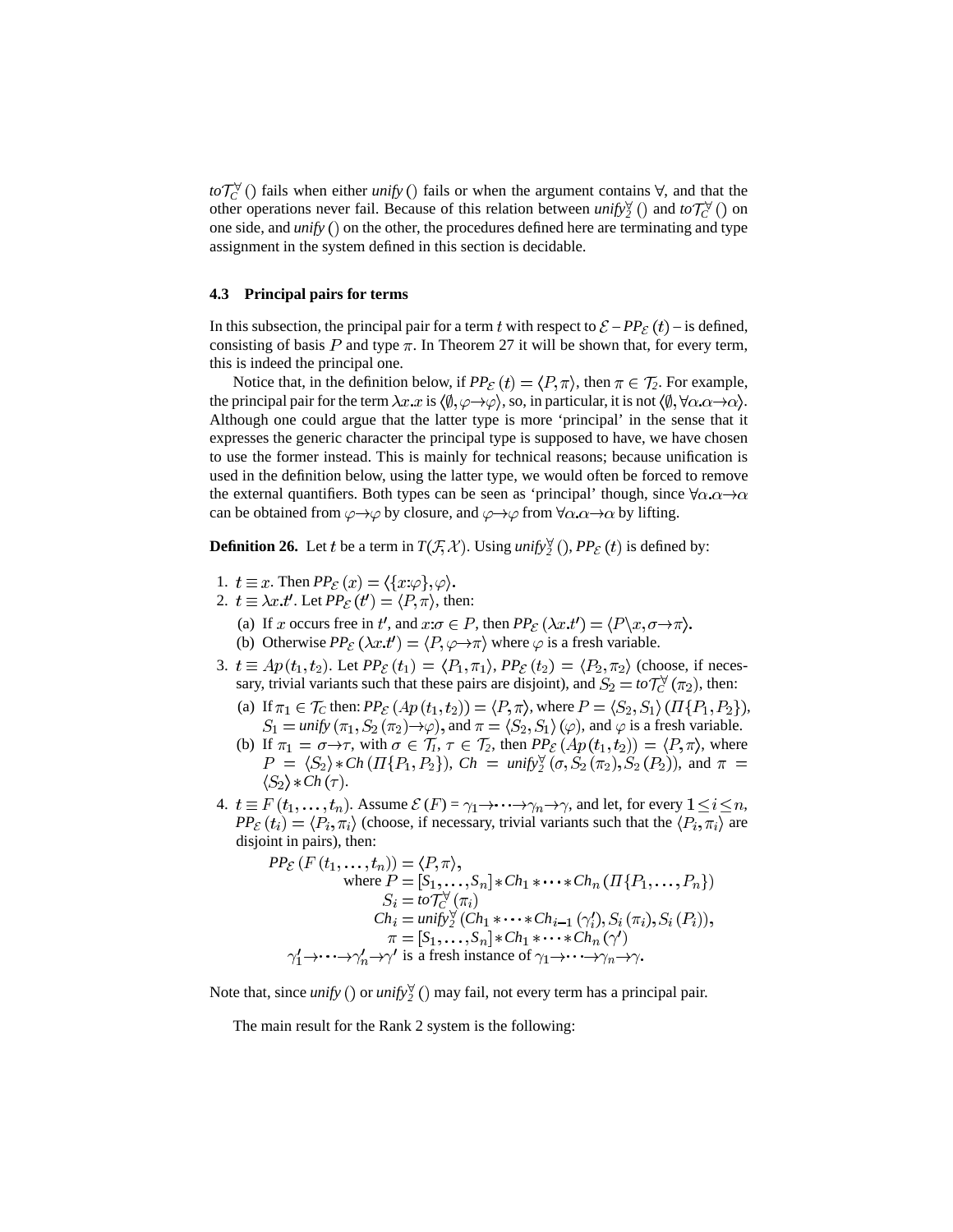$to\mathcal{T}_C^{\forall}()$ fails when either *unify* () fails or when the argument contains $\forall$, and that the other operations never fail. Because of this relation between $unify_2^{\forall}()$ and $to\mathcal{T}_C^{\forall}()$ on one side, and *unify* () on the other, the procedures defined here are terminating and type assignment in the system defined in this section is decidable.

### 4.3 Principal pairs for terms

In this subsection, the principal pair for a term $t$ with respect to $\mathcal{E}$ – $PP_{\mathcal{E}}(t)$ – is defined, consisting of basis $P$ and type $\pi$. In Theorem 27 it will be shown that, for every term, this is indeed the principal one.

Notice that, in the definition below, if $PP_{\mathcal{E}}(t) = \langle P, \pi \rangle$, then $\pi \in \mathcal{T}_2$. For example, the principal pair for the term $\lambda x.x$ is $\langle \emptyset, \varphi \rightarrow \varphi \rangle$, so, in particular, it is not $\langle \emptyset, \forall \alpha.\alpha \rightarrow \alpha \rangle$. Although one could argue that the latter type is more 'principal' in the sense that it expresses the generic character the principal type is supposed to have, we have chosen to use the former instead. This is mainly for technical reasons; because unification is used in the definition below, using the latter type, we would often be forced to remove the external quantifiers. Both types can be seen as 'principal' though, since $\forall \alpha.\alpha \rightarrow \alpha$ can be obtained from $\varphi \rightarrow \varphi$ by closure, and $\varphi \rightarrow \varphi$ from $\forall \alpha.\alpha \rightarrow \alpha$ by lifting.

**Definition 26.** Let $t$ be a term in $T(\mathcal{F}, \mathcal{X})$. Using $unify_2^{\forall}()$, $PP_{\mathcal{E}}(t)$ is defined by:

1. $t \equiv x$. Then $PP_{\mathcal{E}}(x) = \langle \{x{:}\varphi\}, \varphi \rangle$.
2. $t \equiv \lambda x.t'$. Let $PP_{\mathcal{E}}(t') = \langle P, \pi \rangle$, then:
   (a) If $x$ occurs free in $t'$, and $x{:}\sigma \in P$, then $PP_{\mathcal{E}}(\lambda x.t') = \langle P \backslash x, \sigma \rightarrow \pi \rangle$.
   (b) Otherwise $PP_{\mathcal{E}}(\lambda x.t') = \langle P, \varphi \rightarrow \pi \rangle$ where $\varphi$ is a fresh variable.
3. $t \equiv Ap(t_1, t_2)$. Let $PP_{\mathcal{E}}(t_1) = \langle P_1, \pi_1 \rangle$, $PP_{\mathcal{E}}(t_2) = \langle P_2, \pi_2 \rangle$ (choose, if necessary, trivial variants such that these pairs are disjoint), and $S_2 = to\mathcal{T}_C^{\forall}(\pi_2)$, then:
   (a) If $\pi_1 \in \mathcal{T}_C$ then: $PP_{\mathcal{E}}(Ap(t_1, t_2)) = \langle P, \pi \rangle$, where $P = \langle S_2, S_1 \rangle (\Pi\{P_1, P_2\})$, $S_1 = unify(\pi_1, S_2(\pi_2) \rightarrow \varphi)$, and $\pi = \langle S_2, S_1 \rangle (\varphi)$, and $\varphi$ is a fresh variable.
   (b) If $\pi_1 = \sigma \rightarrow \tau$, with $\sigma \in \mathcal{T}_1$, $\tau \in \mathcal{T}_2$, then $PP_{\mathcal{E}}(Ap(t_1, t_2)) = \langle P, \pi \rangle$, where $P = \langle S_2 \rangle * Ch(\Pi\{P_1, P_2\})$, $Ch = unify_2^{\forall}(\sigma, S_2(\pi_2), S_2(P_2))$, and $\pi = \langle S_2 \rangle * Ch(\tau)$.
4. $t \equiv F(t_1, \ldots, t_n)$. Assume $\mathcal{E}(F) = \gamma_1 \rightarrow \cdots \rightarrow \gamma_n \rightarrow \gamma$, and let, for every $1 \leq i \leq n$, $PP_{\mathcal{E}}(t_i) = \langle P_i, \pi_i \rangle$ (choose, if necessary, trivial variants such that the $\langle P_i, \pi_i \rangle$ are disjoint in pairs), then:

$$
\begin{aligned}
PP_{\mathcal{E}}(F(t_1, \ldots, t_n)) &= \langle P, \pi \rangle, \\
\text{where } P &= [S_1, \ldots, S_n] * Ch_1 * \cdots * Ch_n(\Pi\{P_1, \ldots, P_n\}) \\
S_i &= to\mathcal{T}_C^{\forall}(\pi_i) \\
Ch_i &= unify_2^{\forall}(Ch_1 * \cdots * Ch_{i-1}(\gamma_i'), S_i(\pi_i), S_i(P_i)), \\
\pi &= [S_1, \ldots, S_n] * Ch_1 * \cdots * Ch_n(\gamma') \\
\gamma_1' \rightarrow \cdots \rightarrow \gamma_n' \rightarrow \gamma' &\text{ is a fresh instance of } \gamma_1 \rightarrow \cdots \rightarrow \gamma_n \rightarrow \gamma.
\end{aligned}
$$

Note that, since *unify* () or $unify_2^{\forall}()$ may fail, not every term has a principal pair.

The main result for the Rank 2 system is the following: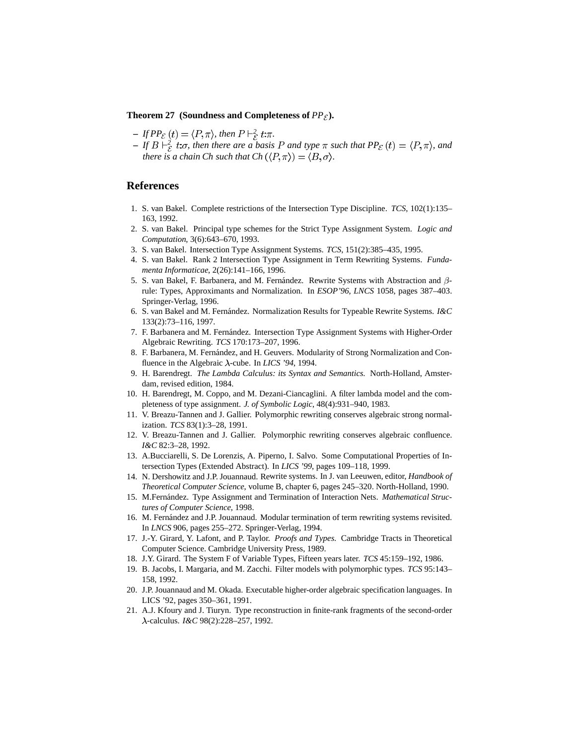**Theorem 27 (Soundness and Completeness of $PP_{\mathcal{E}}$).**

- *If* $PP_{\mathcal{E}}\,(t) = \langle P, \pi \rangle$, *then* $P \vdash^2_{\mathcal{E}} t{:}\pi$.
- *If* $B \vdash^2_{\mathcal{E}} t{:}\sigma$, *then there are a basis* $P$ *and type* $\pi$ *such that* $PP_{\mathcal{E}}\,(t) = \langle P, \pi \rangle$, *and there is a chain Ch such that Ch* $(\langle P, \pi \rangle) = \langle B, \sigma \rangle$.

## References

1. S. van Bakel. Complete restrictions of the Intersection Type Discipline. *TCS*, 102(1):135–163, 1992.
2. S. van Bakel. Principal type schemes for the Strict Type Assignment System. *Logic and Computation*, 3(6):643–670, 1993.
3. S. van Bakel. Intersection Type Assignment Systems. *TCS*, 151(2):385–435, 1995.
4. S. van Bakel. Rank 2 Intersection Type Assignment in Term Rewriting Systems. *Fundamenta Informaticae*, 2(26):141–166, 1996.
5. S. van Bakel, F. Barbanera, and M. Fernández. Rewrite Systems with Abstraction and $\beta$-rule: Types, Approximants and Normalization. In *ESOP'96, LNCS* 1058, pages 387–403. Springer-Verlag, 1996.
6. S. van Bakel and M. Fernández. Normalization Results for Typeable Rewrite Systems. *I&C* 133(2):73–116, 1997.
7. F. Barbanera and M. Fernández. Intersection Type Assignment Systems with Higher-Order Algebraic Rewriting. *TCS* 170:173–207, 1996.
8. F. Barbanera, M. Fernández, and H. Geuvers. Modularity of Strong Normalization and Confluence in the Algebraic $\lambda$-cube. In *LICS '94*, 1994.
9. H. Barendregt. *The Lambda Calculus: its Syntax and Semantics.* North-Holland, Amsterdam, revised edition, 1984.
10. H. Barendregt, M. Coppo, and M. Dezani-Ciancaglini. A filter lambda model and the completeness of type assignment. *J. of Symbolic Logic*, 48(4):931–940, 1983.
11. V. Breazu-Tannen and J. Gallier. Polymorphic rewriting conserves algebraic strong normalization. *TCS* 83(1):3–28, 1991.
12. V. Breazu-Tannen and J. Gallier. Polymorphic rewriting conserves algebraic confluence. *I&C* 82:3–28, 1992.
13. A.Bucciarelli, S. De Lorenzis, A. Piperno, I. Salvo. Some Computational Properties of Intersection Types (Extended Abstract). In *LICS '99*, pages 109–118, 1999.
14. N. Dershowitz and J.P. Jouannaud. Rewrite systems. In J. van Leeuwen, editor, *Handbook of Theoretical Computer Science*, volume B, chapter 6, pages 245–320. North-Holland, 1990.
15. M.Fernández. Type Assignment and Termination of Interaction Nets. *Mathematical Structures of Computer Science*, 1998.
16. M. Fernández and J.P. Jouannaud. Modular termination of term rewriting systems revisited. In *LNCS* 906, pages 255–272. Springer-Verlag, 1994.
17. J.-Y. Girard, Y. Lafont, and P. Taylor. *Proofs and Types.* Cambridge Tracts in Theoretical Computer Science. Cambridge University Press, 1989.
18. J.Y. Girard. The System F of Variable Types, Fifteen years later. *TCS* 45:159–192, 1986.
19. B. Jacobs, I. Margaria, and M. Zacchi. Filter models with polymorphic types. *TCS* 95:143–158, 1992.
20. J.P. Jouannaud and M. Okada. Executable higher-order algebraic specification languages. In LICS '92, pages 350–361, 1991.
21. A.J. Kfoury and J. Tiuryn. Type reconstruction in finite-rank fragments of the second-order $\lambda$-calculus. *I&C* 98(2):228–257, 1992.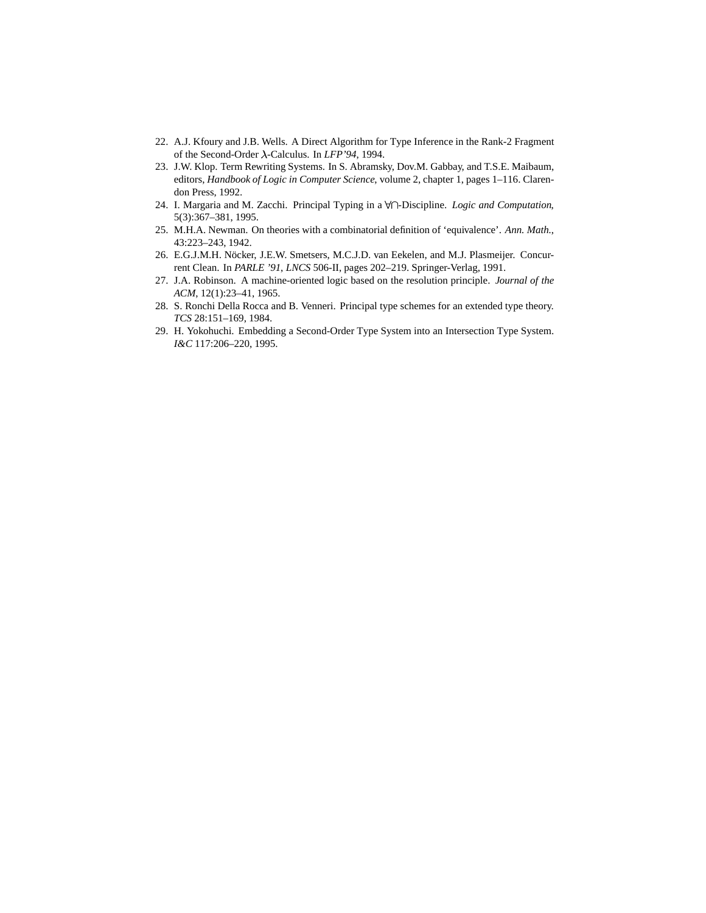22. A.J. Kfoury and J.B. Wells. A Direct Algorithm for Type Inference in the Rank-2 Fragment of the Second-Order $\lambda$-Calculus. In *LFP'94*, 1994.
23. J.W. Klop. Term Rewriting Systems. In S. Abramsky, Dov.M. Gabbay, and T.S.E. Maibaum, editors, *Handbook of Logic in Computer Science*, volume 2, chapter 1, pages 1–116. Clarendon Press, 1992.
24. I. Margaria and M. Zacchi. Principal Typing in a $\forall\cap$-Discipline. *Logic and Computation*, 5(3):367–381, 1995.
25. M.H.A. Newman. On theories with a combinatorial definition of 'equivalence'. *Ann. Math.*, 43:223–243, 1942.
26. E.G.J.M.H. Nöcker, J.E.W. Smetsers, M.C.J.D. van Eekelen, and M.J. Plasmeijer. Concurrent Clean. In *PARLE '91*, *LNCS* 506-II, pages 202–219. Springer-Verlag, 1991.
27. J.A. Robinson. A machine-oriented logic based on the resolution principle. *Journal of the ACM*, 12(1):23–41, 1965.
28. S. Ronchi Della Rocca and B. Venneri. Principal type schemes for an extended type theory. *TCS* 28:151–169, 1984.
29. H. Yokohuchi. Embedding a Second-Order Type System into an Intersection Type System. *I&C* 117:206–220, 1995.